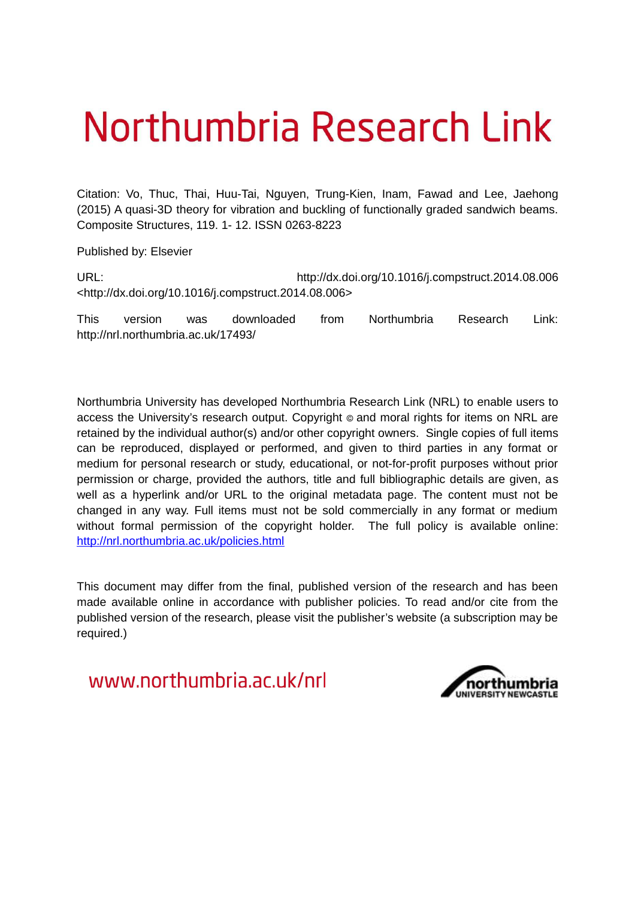# Northumbria Research Link

Citation: Vo, Thuc, Thai, Huu-Tai, Nguyen, Trung-Kien, Inam, Fawad and Lee, Jaehong (2015) A quasi-3D theory for vibration and buckling of functionally graded sandwich beams. Composite Structures, 119. 1- 12. ISSN 0263-8223

Published by: Elsevier

URL: http://dx.doi.org/10.1016/j.compstruct.2014.08.006 <http://dx.doi.org/10.1016/j.compstruct.2014.08.006>

This version was downloaded from Northumbria Research Link: http://nrl.northumbria.ac.uk/17493/

Northumbria University has developed Northumbria Research Link (NRL) to enable users to access the University's research output. Copyright © and moral rights for items on NRL are retained by the individual author(s) and/or other copyright owners. Single copies of full items can be reproduced, displayed or performed, and given to third parties in any format or medium for personal research or study, educational, or not-for-profit purposes without prior permission or charge, provided the authors, title and full bibliographic details are given, as well as a hyperlink and/or URL to the original metadata page. The content must not be changed in any way. Full items must not be sold commercially in any format or medium without formal permission of the copyright holder. The full policy is available online: http://nrl.northumbria.ac.uk/policies.html

This document may differ from the final, published version of the research and has been made available online in accordance with publisher policies. To read and/or cite from the published version of the research, please visit the publisher's website (a subscription may be required.)

www.northumbria.ac.uk/nrl

northumbria UNIVERSITY NEWCASTLE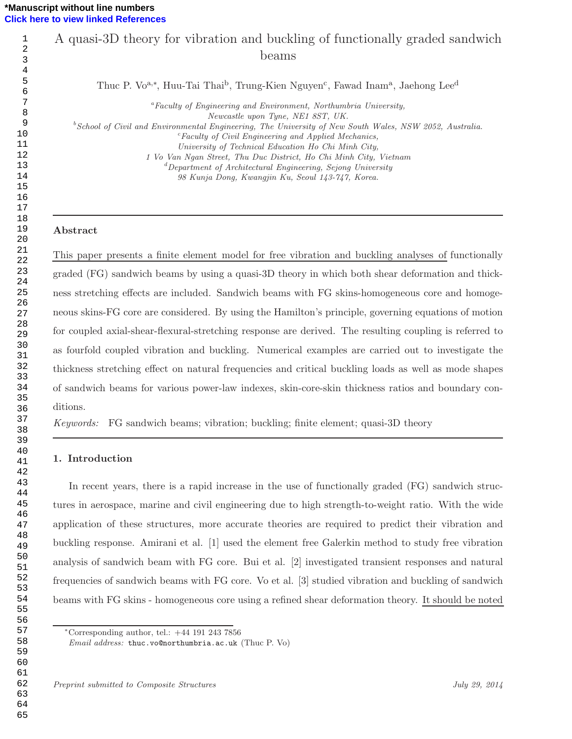# A quasi-3D theory for vibration and buckling of functionally graded sandwich beams

Thuc P. Vo[a,*], Huu-Tai Thai[b], Trung-Kien Nguyen[c], Fawad Inam[a], Jaehong Lee[d]

[a] *Faculty of Engineering and Environment, Northumbria University, Newcastle upon Tyne, NE1 8ST, UK.*

[b] *School of Civil and Environmental Engineering, The University of New South Wales, NSW 2052, Australia.*

[c] *Faculty of Civil Engineering and Applied Mechanics, University of Technical Education Ho Chi Minh City, 1 Vo Van Ngan Street, Thu Duc District, Ho Chi Minh City, Vietnam*

[d] *Department of Architectural Engineering, Sejong University 98 Kunja Dong, Kwangjin Ku, Seoul 143-747, Korea.*

## Abstract

This paper presents a finite element model for free vibration and buckling analyses of functionally graded (FG) sandwich beams by using a quasi-3D theory in which both shear deformation and thickness stretching effects are included. Sandwich beams with FG skins-homogeneous core and homogeneous skins-FG core are considered. By using the Hamilton's principle, governing equations of motion for coupled axial-shear-flexural-stretching response are derived. The resulting coupling is referred to as fourfold coupled vibration and buckling. Numerical examples are carried out to investigate the thickness stretching effect on natural frequencies and critical buckling loads as well as mode shapes of sandwich beams for various power-law indexes, skin-core-skin thickness ratios and boundary conditions.

*Keywords:* FG sandwich beams; vibration; buckling; finite element; quasi-3D theory

## 1. Introduction

In recent years, there is a rapid increase in the use of functionally graded (FG) sandwich structures in aerospace, marine and civil engineering due to high strength-to-weight ratio. With the wide application of these structures, more accurate theories are required to predict their vibration and buckling response. Amirani et al. [1] used the element free Galerkin method to study free vibration analysis of sandwich beam with FG core. Bui et al. [2] investigated transient responses and natural frequencies of sandwich beams with FG core. Vo et al. [3] studied vibration and buckling of sandwich beams with FG skins - homogeneous core using a refined shear deformation theory. It should be noted

---

*Corresponding author, tel.: +44 191 243 7856
*Email address:* thuc.vo@northumbria.ac.uk (Thuc P. Vo)

*Preprint submitted to Composite Structures* July 29, 2014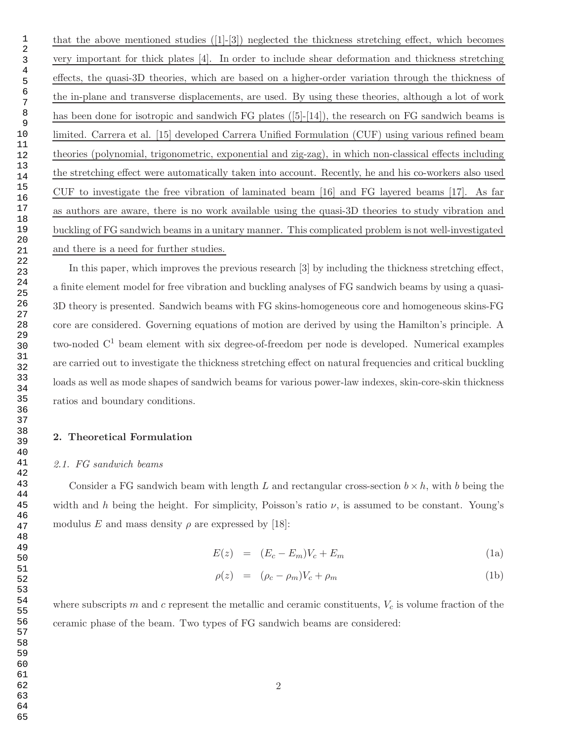that the above mentioned studies ([1]-[3]) neglected the thickness stretching effect, which becomes very important for thick plates [4]. In order to include shear deformation and thickness stretching effects, the quasi-3D theories, which are based on a higher-order variation through the thickness of the in-plane and transverse displacements, are used. By using these theories, although a lot of work has been done for isotropic and sandwich FG plates ([5]-[14]), the research on FG sandwich beams is limited. Carrera et al. [15] developed Carrera Unified Formulation (CUF) using various refined beam theories (polynomial, trigonometric, exponential and zig-zag), in which non-classical effects including the stretching effect were automatically taken into account. Recently, he and his co-workers also used CUF to investigate the free vibration of laminated beam [16] and FG layered beams [17]. As far as authors are aware, there is no work available using the quasi-3D theories to study vibration and buckling of FG sandwich beams in a unitary manner. This complicated problem is not well-investigated and there is a need for further studies.

In this paper, which improves the previous research [3] by including the thickness stretching effect, a finite element model for free vibration and buckling analyses of FG sandwich beams by using a quasi-3D theory is presented. Sandwich beams with FG skins-homogeneous core and homogeneous skins-FG core are considered. Governing equations of motion are derived by using the Hamilton's principle. A two-noded $C^1$ beam element with six degree-of-freedom per node is developed. Numerical examples are carried out to investigate the thickness stretching effect on natural frequencies and critical buckling loads as well as mode shapes of sandwich beams for various power-law indexes, skin-core-skin thickness ratios and boundary conditions.

## 2. Theoretical Formulation

### *2.1. FG sandwich beams*

Consider a FG sandwich beam with length $L$ and rectangular cross-section $b \times h$, with $b$ being the width and $h$ being the height. For simplicity, Poisson's ratio $\nu$, is assumed to be constant. Young's modulus $E$ and mass density $\rho$ are expressed by [18]:

$$E(z) = (E_c - E_m)V_c + E_m \tag{1a}$$

$$\rho(z) = (\rho_c - \rho_m)V_c + \rho_m \tag{1b}$$

where subscripts $m$ and $c$ represent the metallic and ceramic constituents, $V_c$ is volume fraction of the ceramic phase of the beam. Two types of FG sandwich beams are considered: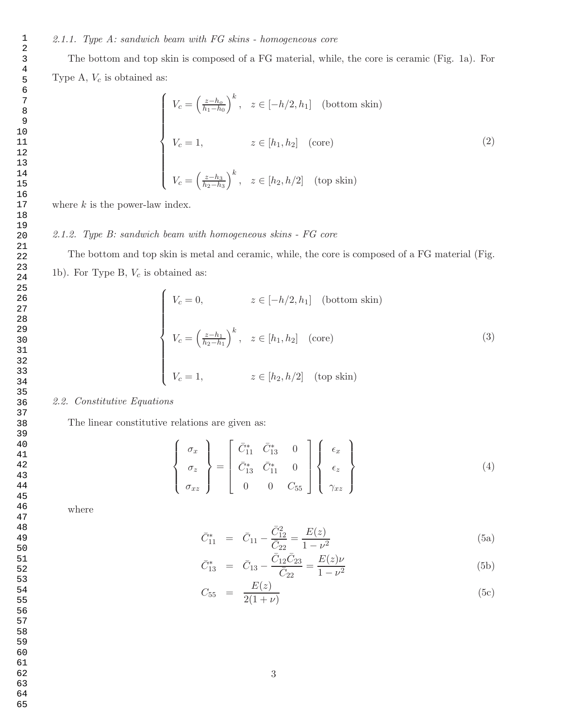#### 2.1.1. Type A: sandwich beam with FG skins - homogeneous core

The bottom and top skin is composed of a FG material, while, the core is ceramic (Fig. 1a). For Type A, $V_c$ is obtained as:

$$
\begin{cases}
V_c = \left(\frac{z-h_o}{h_1-h_0}\right)^k, & z \in [-h/2, h_1] \quad \text{(bottom skin)} \\
\\
V_c = 1, & z \in [h_1, h_2] \quad \text{(core)} \\
\\
V_c = \left(\frac{z-h_3}{h_2-h_3}\right)^k, & z \in [h_2, h/2] \quad \text{(top skin)}
\end{cases}
\tag{2}
$$

where $k$ is the power-law index.

#### 2.1.2. Type B: sandwich beam with homogeneous skins - FG core

The bottom and top skin is metal and ceramic, while, the core is composed of a FG material (Fig. 1b). For Type B, $V_c$ is obtained as:

$$
\begin{cases}
V_c = 0, & z \in [-h/2, h_1] \quad \text{(bottom skin)} \\
\\
V_c = \left(\frac{z-h_1}{h_2-h_1}\right)^k, & z \in [h_1, h_2] \quad \text{(core)} \\
\\
V_c = 1, & z \in [h_2, h/2] \quad \text{(top skin)}
\end{cases}
\tag{3}
$$

### 2.2. Constitutive Equations

The linear constitutive relations are given as:

$$
\begin{Bmatrix} \sigma_x \\ \sigma_z \\ \sigma_{xz} \end{Bmatrix} = \begin{bmatrix} \bar{C}_{11}^* & \bar{C}_{13}^* & 0 \\ \bar{C}_{13}^* & \bar{C}_{11}^* & 0 \\ 0 & 0 & C_{55} \end{bmatrix} \begin{Bmatrix} \epsilon_x \\ \epsilon_z \\ \gamma_{xz} \end{Bmatrix}
\tag{4}
$$

where

$$
\bar{C}_{11}^* = \bar{C}_{11} - \frac{\bar{C}_{12}^2}{\bar{C}_{22}} = \frac{E(z)}{1-\nu^2} \tag{5a}
$$

$$
\bar{C}_{13}^* = \bar{C}_{13} - \frac{\bar{C}_{12}\bar{C}_{23}}{\bar{C}_{22}} = \frac{E(z)\nu}{1-\nu^2} \tag{5b}
$$

$$
C_{55} = \frac{E(z)}{2(1+\nu)} \tag{5c}
$$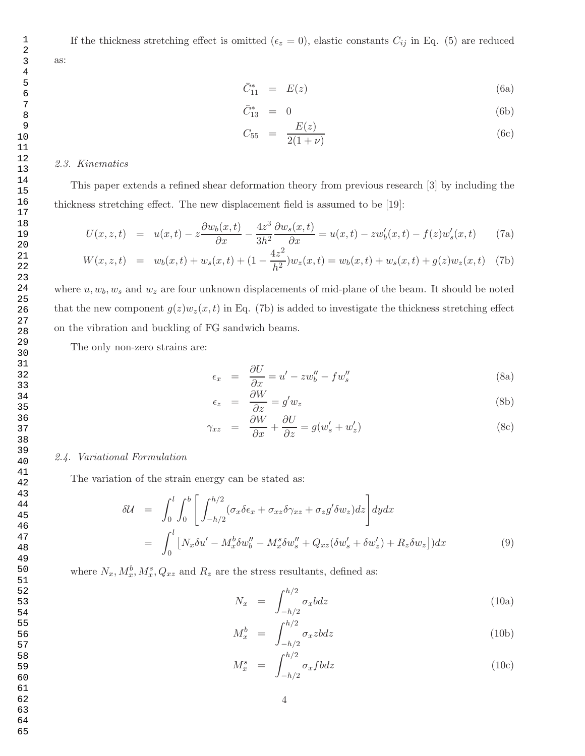If the thickness stretching effect is omitted ($\epsilon_z = 0$), elastic constants $C_{ij}$ in Eq. (5) are reduced as:

$$
\bar{C}^*_{11} = E(z) \tag{6a}
$$

$$
\bar{C}^*_{13} = 0 \tag{6b}
$$

$$
C_{55} = \frac{E(z)}{2(1+\nu)} \tag{6c}
$$

### *2.3. Kinematics*

This paper extends a refined shear deformation theory from previous research [3] by including the thickness stretching effect. The new displacement field is assumed to be [19]:

$$
U(x,z,t) = u(x,t) - z\frac{\partial w_b(x,t)}{\partial x} - \frac{4z^3}{3h^2}\frac{\partial w_s(x,t)}{\partial x} = u(x,t) - zw_b'(x,t) - f(z)w_s'(x,t) \tag{7a}
$$

$$
W(x,z,t) = w_b(x,t) + w_s(x,t) + (1 - \frac{4z^2}{h^2})w_z(x,t) = w_b(x,t) + w_s(x,t) + g(z)w_z(x,t) \tag{7b}
$$

where $u, w_b, w_s$ and $w_z$ are four unknown displacements of mid-plane of the beam. It should be noted that the new component $g(z)w_z(x,t)$ in Eq. (7b) is added to investigate the thickness stretching effect on the vibration and buckling of FG sandwich beams.

The only non-zero strains are:

$$
\epsilon_x = \frac{\partial U}{\partial x} = u' - zw_b'' - fw_s'' \tag{8a}
$$

$$
\epsilon_z = \frac{\partial W}{\partial z} = g'w_z \tag{8b}
$$

$$
\gamma_{xz} = \frac{\partial W}{\partial x} + \frac{\partial U}{\partial z} = g(w_s' + w_z') \tag{8c}
$$

### *2.4. Variational Formulation*

The variation of the strain energy can be stated as:

$$
\begin{aligned}
\delta\mathcal{U} &= \int_0^l \int_0^b \left[ \int_{-h/2}^{h/2} (\sigma_x \delta\epsilon_x + \sigma_{xz}\delta\gamma_{xz} + \sigma_z g'\delta w_z) dz \right] dy dx \\
&= \int_0^l \left[ N_x \delta u' - M_x^b \delta w_b'' - M_x^s \delta w_s'' + Q_{xz}(\delta w_s' + \delta w_z') + R_z \delta w_z \right]) dx
\end{aligned} \tag{9}
$$

where $N_x, M_x^b, M_x^s, Q_{xz}$ and $R_z$ are the stress resultants, defined as:

$$
N_x = \int_{-h/2}^{h/2} \sigma_x b dz \tag{10a}
$$

$$
M_x^b = \int_{-h/2}^{h/2} \sigma_x z b dz \tag{10b}
$$

$$
M_x^s = \int_{-h/2}^{h/2} \sigma_x f b dz \tag{10c}
$$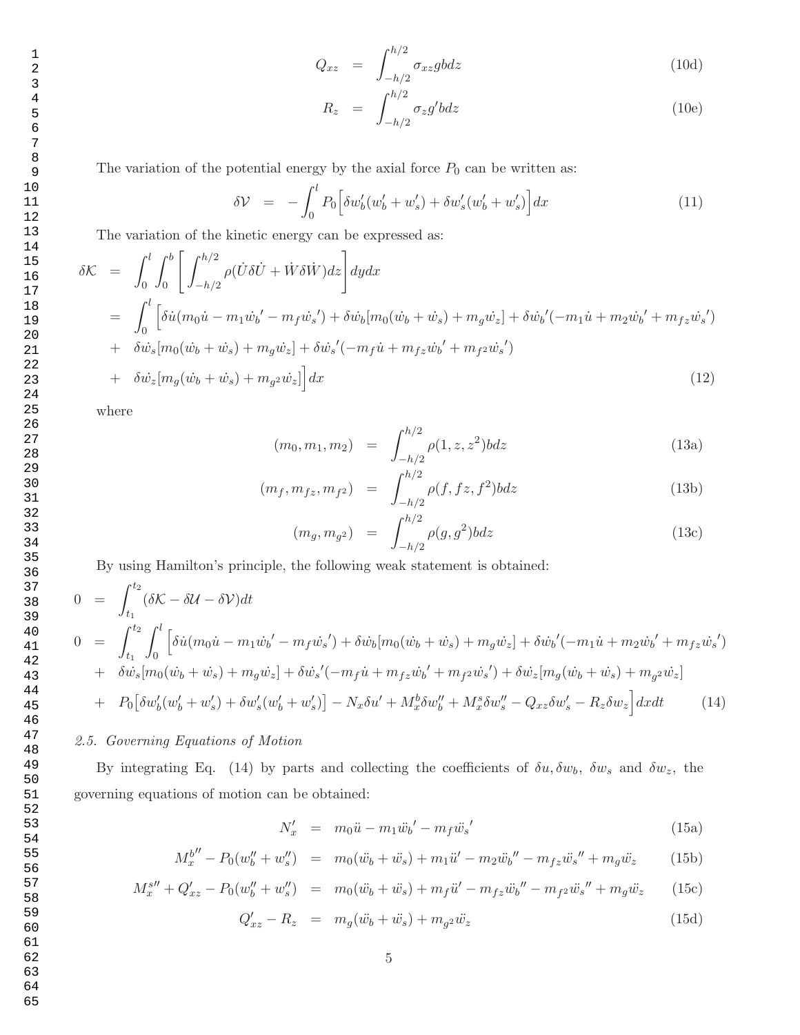$$Q_{xz} = \int_{-h/2}^{h/2} \sigma_{xz} g b dz \tag{10d}$$

$$R_z = \int_{-h/2}^{h/2} \sigma_z g' b dz \tag{10e}$$

The variation of the potential energy by the axial force $P_0$ can be written as:

$$\delta \mathcal{V} = -\int_0^l P_0 \Big[ \delta w_b'(w_b' + w_s') + \delta w_s'(w_b' + w_s') \Big] dx \tag{11}$$

The variation of the kinetic energy can be expressed as:

$$\begin{aligned}
\delta \mathcal{K} &= \int_0^l \int_0^b \left[ \int_{-h/2}^{h/2} \rho(\dot{U}\delta\dot{U} + \dot{W}\delta\dot{W}) dz \right] dy dx \\
&= \int_0^l \Big[ \delta\dot{u}(m_0\dot{u} - m_1\dot{w}_b{}' - m_f\dot{w}_s{}') + \delta\dot{w}_b[m_0(\dot{w}_b + \dot{w}_s) + m_g\dot{w}_z] + \delta\dot{w}_b{}'(-m_1\dot{u} + m_2\dot{w}_b{}' + m_{fz}\dot{w}_s{}') \\
&+ \delta\dot{w}_s[m_0(\dot{w}_b + \dot{w}_s) + m_g\dot{w}_z] + \delta\dot{w}_s{}'(-m_f\dot{u} + m_{fz}\dot{w}_b{}' + m_{f^2}\dot{w}_s{}') \\
&+ \delta\dot{w}_z[m_g(\dot{w}_b + \dot{w}_s) + m_{g^2}\dot{w}_z] \Big] dx
\end{aligned} \tag{12}$$

where

$$(m_0, m_1, m_2) = \int_{-h/2}^{h/2} \rho(1, z, z^2) b dz \tag{13a}$$

$$(m_f, m_{fz}, m_{f^2}) = \int_{-h/2}^{h/2} \rho(f, fz, f^2) b dz \tag{13b}$$

$$(m_g, m_{g^2}) = \int_{-h/2}^{h/2} \rho(g, g^2) b dz \tag{13c}$$

By using Hamilton's principle, the following weak statement is obtained:

$$\begin{aligned}
0 &= \int_{t_1}^{t_2} (\delta\mathcal{K} - \delta\mathcal{U} - \delta\mathcal{V}) dt \\
0 &= \int_{t_1}^{t_2} \int_0^l \Big[ \delta\dot{u}(m_0\dot{u} - m_1\dot{w}_b{}' - m_f\dot{w}_s{}') + \delta\dot{w}_b[m_0(\dot{w}_b + \dot{w}_s) + m_g\dot{w}_z] + \delta\dot{w}_b{}'(-m_1\dot{u} + m_2\dot{w}_b{}' + m_{fz}\dot{w}_s{}') \\
&+ \delta\dot{w}_s[m_0(\dot{w}_b + \dot{w}_s) + m_g\dot{w}_z] + \delta\dot{w}_s{}'(-m_f\dot{u} + m_{fz}\dot{w}_b{}' + m_{f^2}\dot{w}_s{}') + \delta\dot{w}_z[m_g(\dot{w}_b + \dot{w}_s) + m_{g^2}\dot{w}_z] \\
&+ P_0\big[\delta w_b'(w_b' + w_s') + \delta w_s'(w_b' + w_s')\big] - N_x\delta u' + M_x^b\delta w_b'' + M_x^s\delta w_s'' - Q_{xz}\delta w_s' - R_z\delta w_z \Big] dx dt
\end{aligned} \tag{14}$$

### 2.5. Governing Equations of Motion

By integrating Eq. (14) by parts and collecting the coefficients of $\delta u, \delta w_b$, $\delta w_s$ and $\delta w_z$, the governing equations of motion can be obtained:

$$N_x' = m_0\ddot{u} - m_1\ddot{w}_b{}' - m_f\ddot{w}_s{}' \tag{15a}$$

$$M_x^{b''} - P_0(w_b'' + w_s'') = m_0(\ddot{w}_b + \ddot{w}_s) + m_1\ddot{u}' - m_2\ddot{w}_b{}'' - m_{fz}\ddot{w}_s{}'' + m_g\ddot{w}_z \tag{15b}$$

$$M_x^{s''} + Q_{xz}' - P_0(w_b'' + w_s'') = m_0(\ddot{w}_b + \ddot{w}_s) + m_f\ddot{u}' - m_{fz}\ddot{w}_b{}'' - m_{f^2}\ddot{w}_s{}'' + m_g\ddot{w}_z \tag{15c}$$

$$Q_{xz}' - R_z = m_g(\ddot{w}_b + \ddot{w}_s) + m_{g^2}\ddot{w}_z \tag{15d}$$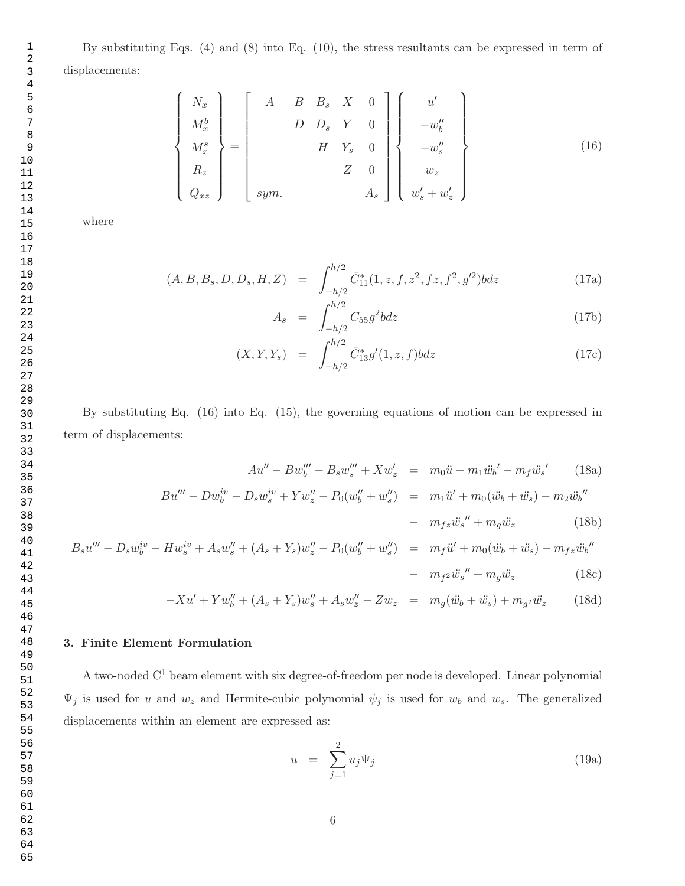By substituting Eqs. (4) and (8) into Eq. (10), the stress resultants can be expressed in term of displacements:

$$\left\{ \begin{array}{c} N_x \\ M_x^b \\ M_x^s \\ R_z \\ Q_{xz} \end{array} \right\} = \left[ \begin{array}{ccccc} A & B & B_s & X & 0 \\ & D & D_s & Y & 0 \\ & & H & Y_s & 0 \\ & & & Z & 0 \\ sym. & & & & A_s \end{array} \right] \left\{ \begin{array}{c} u' \\ -w_b'' \\ -w_s'' \\ w_z \\ w_s' + w_z' \end{array} \right\} \tag{16}$$

where

$$(A, B, B_s, D, D_s, H, Z) = \int_{-h/2}^{h/2} \bar{C}_{11}^*(1, z, f, z^2, fz, f^2, g'^2) b dz \tag{17a}$$

$$A_s = \int_{-h/2}^{h/2} C_{55} g^2 b dz \tag{17b}$$

$$(X, Y, Y_s) = \int_{-h/2}^{h/2} \bar{C}_{13}^* g'(1, z, f) b dz \tag{17c}$$

By substituting Eq. (16) into Eq. (15), the governing equations of motion can be expressed in term of displacements:

$$Au'' - Bw_b''' - B_s w_s''' + Xw_z' = m_0\ddot{u} - m_1\ddot{w}_b' - m_f\ddot{w}_s' \tag{18a}$$

$$\begin{aligned} Bu''' - Dw_b^{iv} - D_s w_s^{iv} + Yw_z'' - P_0(w_b'' + w_s'') &= m_1\ddot{u}' + m_0(\ddot{w}_b + \ddot{w}_s) - m_2\ddot{w}_b'' \\ &- m_{fz}\ddot{w}_s'' + m_g\ddot{w}_z \end{aligned} \tag{18b}$$

$$\begin{aligned} B_s u''' - D_s w_b^{iv} - Hw_s^{iv} + A_s w_s'' + (A_s + Y_s)w_z'' - P_0(w_b'' + w_s'') &= m_f\ddot{u}' + m_0(\ddot{w}_b + \ddot{w}_s) - m_{fz}\ddot{w}_b'' \\ &- m_{f^2}\ddot{w}_s'' + m_g\ddot{w}_z \end{aligned} \tag{18c}$$

$$-Xu' + Yw_b'' + (A_s + Y_s)w_s'' + A_s w_z'' - Zw_z = m_g(\ddot{w}_b + \ddot{w}_s) + m_{g^2}\ddot{w}_z \tag{18d}$$

## 3. Finite Element Formulation

A two-noded C[1] beam element with six degree-of-freedom per node is developed. Linear polynomial $\Psi_j$ is used for $u$ and $w_z$ and Hermite-cubic polynomial $\psi_j$ is used for $w_b$ and $w_s$. The generalized displacements within an element are expressed as:

$$u = \sum_{j=1}^{2} u_j \Psi_j \tag{19a}$$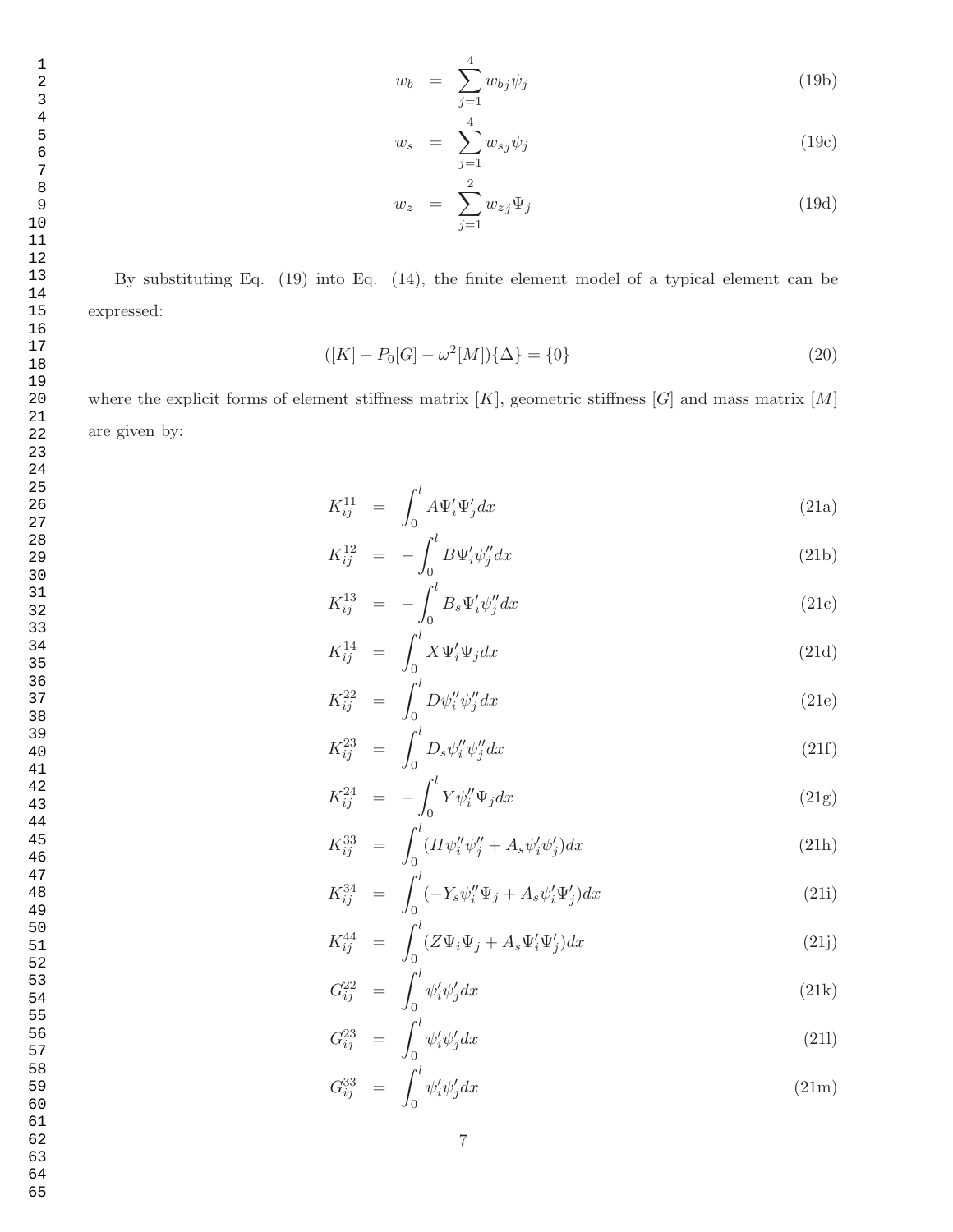$$w_b = \sum_{j=1}^{4} w_{bj} \psi_j \tag{19b}$$

$$w_s = \sum_{j=1}^{4} w_{sj} \psi_j \tag{19c}$$

$$w_z = \sum_{j=1}^{2} w_{zj} \Psi_j \tag{19d}$$

By substituting Eq. (19) into Eq. (14), the finite element model of a typical element can be expressed:

$$([K] - P_0[G] - \omega^2[M])\{\Delta\} = \{0\} \tag{20}$$

where the explicit forms of element stiffness matrix $[K]$, geometric stiffness $[G]$ and mass matrix $[M]$ are given by:

$$K_{ij}^{11} = \int_0^l A \Psi_i' \Psi_j' dx \tag{21a}$$

$$K_{ij}^{12} = -\int_0^l B \Psi_i' \psi_j'' dx \tag{21b}$$

$$K_{ij}^{13} = -\int_0^l B_s \Psi_i' \psi_j'' dx \tag{21c}$$

$$K_{ij}^{14} = \int_0^l X \Psi_i' \Psi_j dx \tag{21d}$$

$$K_{ij}^{22} = \int_0^l D \psi_i'' \psi_j'' dx \tag{21e}$$

$$K_{ij}^{23} = \int_0^l D_s \psi_i'' \psi_j'' dx \tag{21f}$$

$$K_{ij}^{24} = -\int_0^l Y \psi_i'' \Psi_j dx \tag{21g}$$

$$K_{ij}^{33} = \int_0^l (H \psi_i'' \psi_j'' + A_s \psi_i' \psi_j') dx \tag{21h}$$

$$K_{ij}^{34} = \int_0^l (-Y_s \psi_i'' \Psi_j + A_s \psi_i' \Psi_j') dx \tag{21i}$$

$$K_{ij}^{44} = \int_0^l (Z \Psi_i \Psi_j + A_s \Psi_i' \Psi_j') dx \tag{21j}$$

$$G_{ij}^{22} = \int_0^l \psi_i' \psi_j' dx \tag{21k}$$

$$G_{ij}^{23} = \int_0^l \psi_i' \psi_j' dx \tag{21l}$$

$$G_{ij}^{33} = \int_0^l \psi_i' \psi_j' dx \tag{21m}$$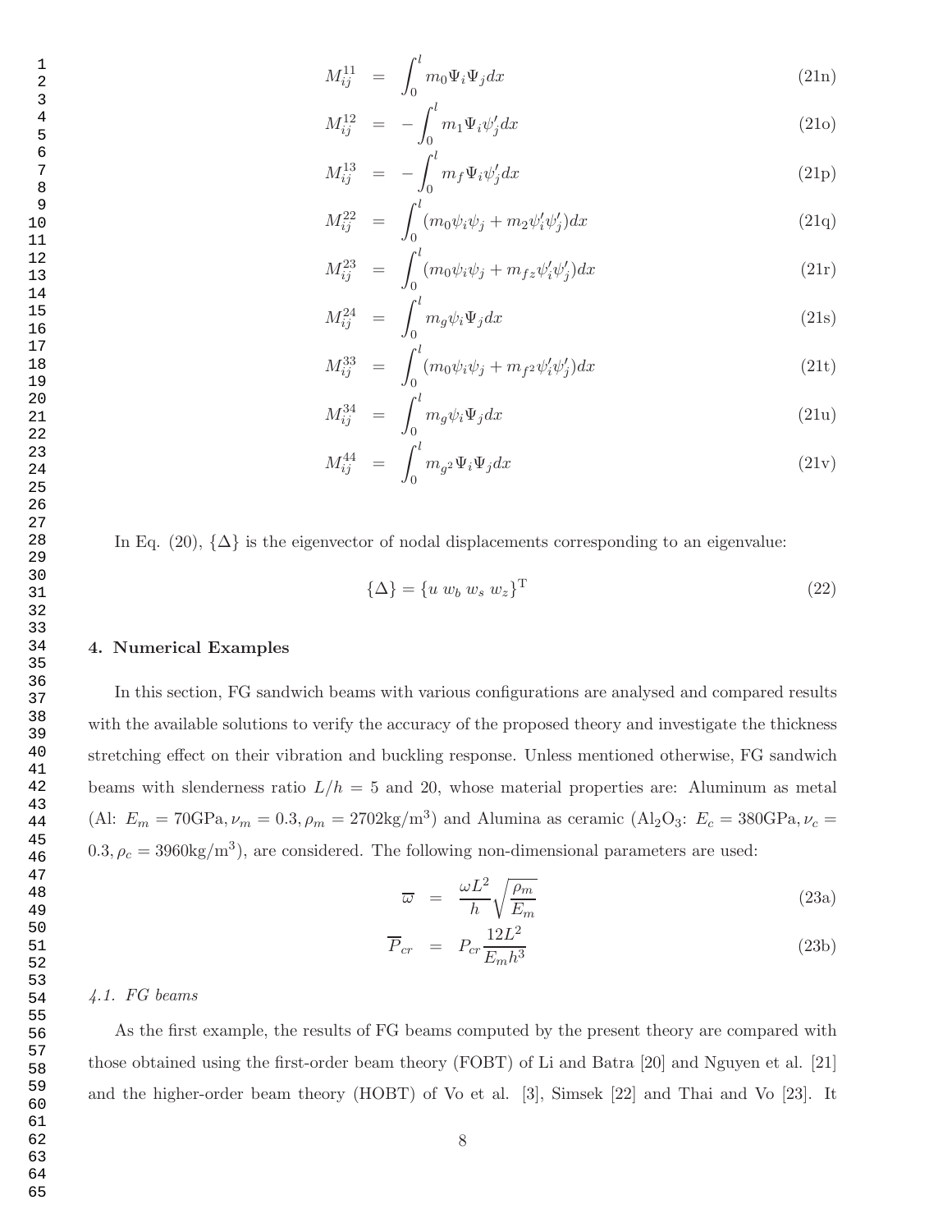$$M_{ij}^{11} = \int_0^l m_0 \Psi_i \Psi_j dx \tag{21n}$$

$$M_{ij}^{12} = -\int_0^l m_1 \Psi_i \psi_j' dx \tag{21o}$$

$$M_{ij}^{13} = -\int_0^l m_f \Psi_i \psi_j' dx \tag{21p}$$

$$M_{ij}^{22} = \int_0^l (m_0 \psi_i \psi_j + m_2 \psi_i' \psi_j') dx \tag{21q}$$

$$M_{ij}^{23} = \int_0^l (m_0 \psi_i \psi_j + m_{fz} \psi_i' \psi_j') dx \tag{21r}$$

$$M_{ij}^{24} = \int_0^l m_g \psi_i \Psi_j dx \tag{21s}$$

$$M_{ij}^{33} = \int_0^l (m_0 \psi_i \psi_j + m_{f^2} \psi_i' \psi_j') dx \tag{21t}$$

$$M_{ij}^{34} = \int_0^l m_g \psi_i \Psi_j dx \tag{21u}$$

$$M_{ij}^{44} = \int_0^l m_{g^2} \Psi_i \Psi_j dx \tag{21v}$$

In Eq. (20), $\{\Delta\}$ is the eigenvector of nodal displacements corresponding to an eigenvalue:

$$\{\Delta\} = \{u \; w_b \; w_s \; w_z\}^{\mathrm{T}} \tag{22}$$

## 4. Numerical Examples

In this section, FG sandwich beams with various configurations are analysed and compared results with the available solutions to verify the accuracy of the proposed theory and investigate the thickness stretching effect on their vibration and buckling response. Unless mentioned otherwise, FG sandwich beams with slenderness ratio $L/h = 5$ and 20, whose material properties are: Aluminum as metal (Al: $E_m = 70$GPa$, \nu_m = 0.3, \rho_m = 2702$kg/m$^3$) and Alumina as ceramic ($Al_2O_3$: $E_c = 380$GPa$, \nu_c = 0.3, \rho_c = 3960$kg/m$^3$), are considered. The following non-dimensional parameters are used:

$$\overline{\omega} = \frac{\omega L^2}{h} \sqrt{\frac{\rho_m}{E_m}} \tag{23a}$$

$$\overline{P}_{cr} = P_{cr} \frac{12L^2}{E_m h^3} \tag{23b}$$

### *4.1. FG beams*

As the first example, the results of FG beams computed by the present theory are compared with those obtained using the first-order beam theory (FOBT) of Li and Batra [20] and Nguyen et al. [21] and the higher-order beam theory (HOBT) of Vo et al. [3], Simsek [22] and Thai and Vo [23]. It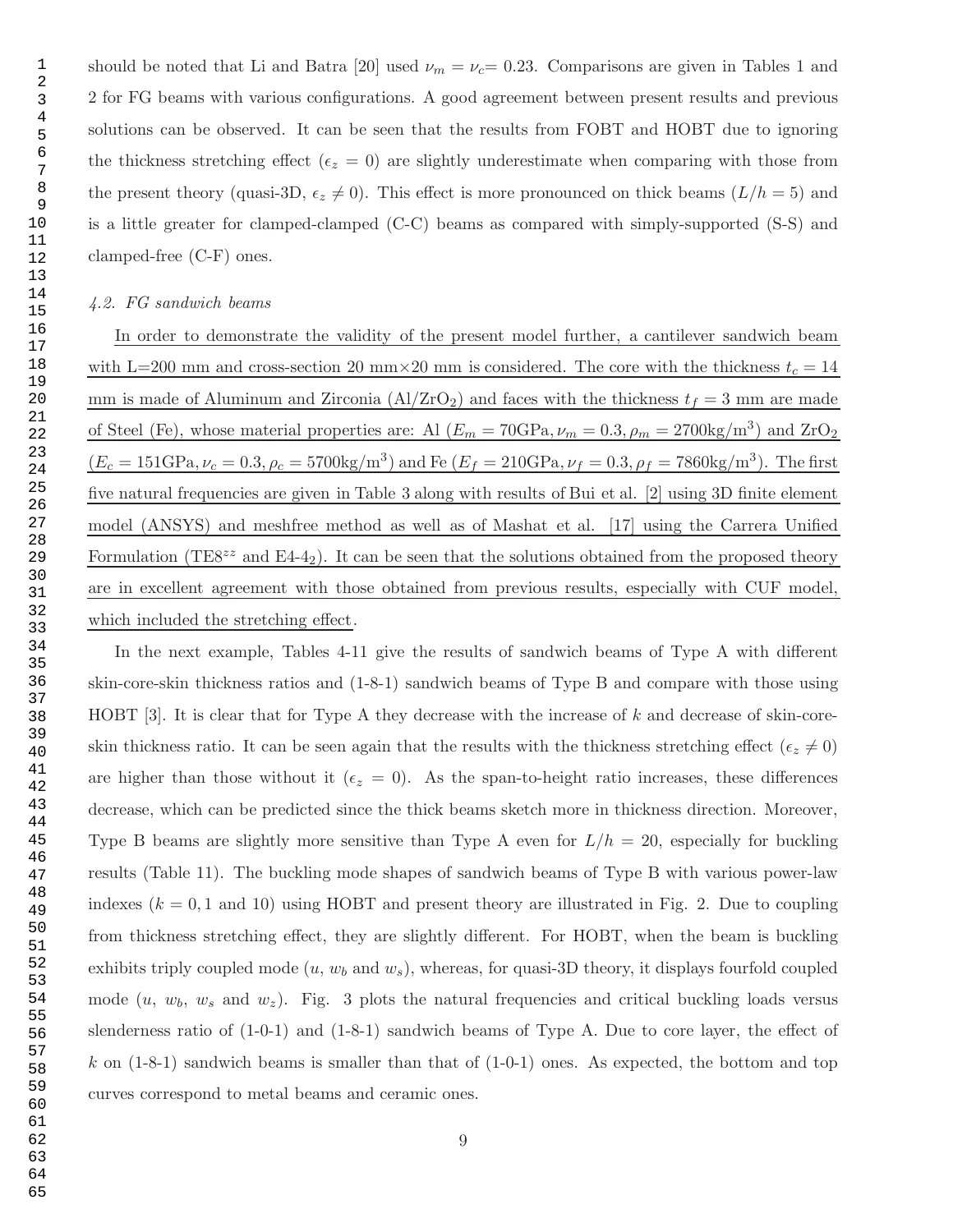should be noted that Li and Batra [20] used $\nu_m = \nu_c = 0.23$. Comparisons are given in Tables 1 and 2 for FG beams with various configurations. A good agreement between present results and previous solutions can be observed. It can be seen that the results from FOBT and HOBT due to ignoring the thickness stretching effect ($\epsilon_z = 0$) are slightly underestimate when comparing with those from the present theory (quasi-3D, $\epsilon_z \neq 0$). This effect is more pronounced on thick beams ($L/h = 5$) and is a little greater for clamped-clamped (C-C) beams as compared with simply-supported (S-S) and clamped-free (C-F) ones.

### *4.2. FG sandwich beams*

In order to demonstrate the validity of the present model further, a cantilever sandwich beam with L=200 mm and cross-section 20 mm×20 mm is considered. The core with the thickness $t_c = 14$ mm is made of Aluminum and Zirconia ($Al/ZrO_2$) and faces with the thickness $t_f = 3$ mm are made of Steel (Fe), whose material properties are: Al ($E_m = 70\text{GPa}, \nu_m = 0.3, \rho_m = 2700\text{kg/m}^3$) and $ZrO_2$ ($E_c = 151\text{GPa}, \nu_c = 0.3, \rho_c = 5700\text{kg/m}^3$) and Fe ($E_f = 210\text{GPa}, \nu_f = 0.3, \rho_f = 7860\text{kg/m}^3$). The first five natural frequencies are given in Table 3 along with results of Bui et al. [2] using 3D finite element model (ANSYS) and meshfree method as well as of Mashat et al. [17] using the Carrera Unified Formulation ($TE8^{zz}$ and $E4\text{-}4_2$). It can be seen that the solutions obtained from the proposed theory are in excellent agreement with those obtained from previous results, especially with CUF model, which included the stretching effect.

In the next example, Tables 4-11 give the results of sandwich beams of Type A with different skin-core-skin thickness ratios and (1-8-1) sandwich beams of Type B and compare with those using HOBT [3]. It is clear that for Type A they decrease with the increase of $k$ and decrease of skin-core-skin thickness ratio. It can be seen again that the results with the thickness stretching effect ($\epsilon_z \neq 0$) are higher than those without it ($\epsilon_z = 0$). As the span-to-height ratio increases, these differences decrease, which can be predicted since the thick beams sketch more in thickness direction. Moreover, Type B beams are slightly more sensitive than Type A even for $L/h = 20$, especially for buckling results (Table 11). The buckling mode shapes of sandwich beams of Type B with various power-law indexes ($k = 0, 1$ and 10) using HOBT and present theory are illustrated in Fig. 2. Due to coupling from thickness stretching effect, they are slightly different. For HOBT, when the beam is buckling exhibits triply coupled mode ($u$, $w_b$ and $w_s$), whereas, for quasi-3D theory, it displays fourfold coupled mode ($u$, $w_b$, $w_s$ and $w_z$). Fig. 3 plots the natural frequencies and critical buckling loads versus slenderness ratio of (1-0-1) and (1-8-1) sandwich beams of Type A. Due to core layer, the effect of $k$ on (1-8-1) sandwich beams is smaller than that of (1-0-1) ones. As expected, the bottom and top curves correspond to metal beams and ceramic ones.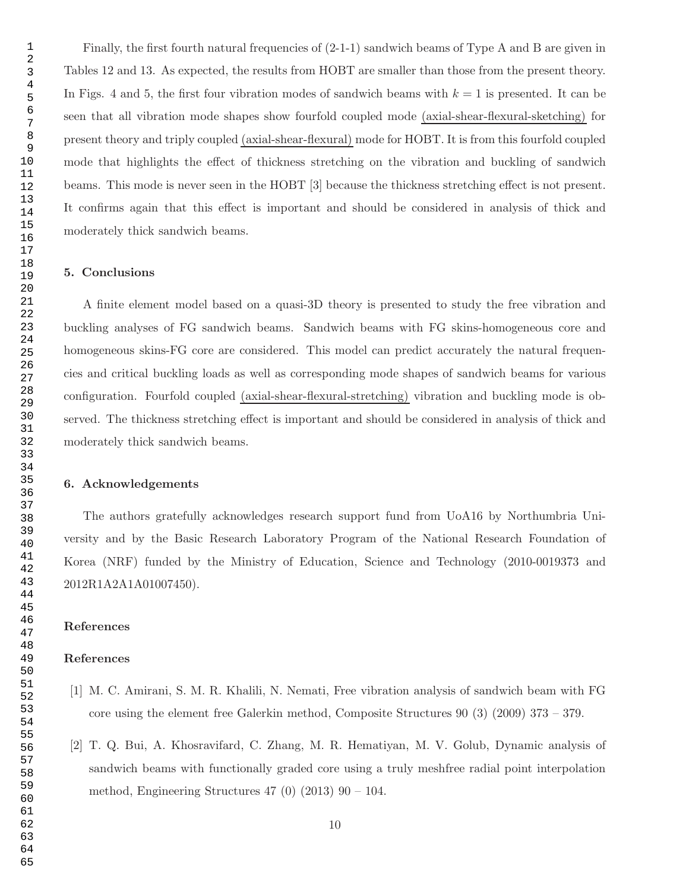Finally, the first fourth natural frequencies of (2-1-1) sandwich beams of Type A and B are given in Tables 12 and 13. As expected, the results from HOBT are smaller than those from the present theory. In Figs. 4 and 5, the first four vibration modes of sandwich beams with $k = 1$ is presented. It can be seen that all vibration mode shapes show fourfold coupled mode (axial-shear-flexural-sketching) for present theory and triply coupled (axial-shear-flexural) mode for HOBT. It is from this fourfold coupled mode that highlights the effect of thickness stretching on the vibration and buckling of sandwich beams. This mode is never seen in the HOBT [3] because the thickness stretching effect is not present. It confirms again that this effect is important and should be considered in analysis of thick and moderately thick sandwich beams.

## 5. Conclusions

A finite element model based on a quasi-3D theory is presented to study the free vibration and buckling analyses of FG sandwich beams. Sandwich beams with FG skins-homogeneous core and homogeneous skins-FG core are considered. This model can predict accurately the natural frequencies and critical buckling loads as well as corresponding mode shapes of sandwich beams for various configuration. Fourfold coupled (axial-shear-flexural-stretching) vibration and buckling mode is observed. The thickness stretching effect is important and should be considered in analysis of thick and moderately thick sandwich beams.

## 6. Acknowledgements

The authors gratefully acknowledges research support fund from UoA16 by Northumbria University and by the Basic Research Laboratory Program of the National Research Foundation of Korea (NRF) funded by the Ministry of Education, Science and Technology (2010-0019373 and 2012R1A2A1A01007450).

## References

## References

[1] M. C. Amirani, S. M. R. Khalili, N. Nemati, Free vibration analysis of sandwich beam with FG core using the element free Galerkin method, Composite Structures 90 (3) (2009) 373 – 379.

[2] T. Q. Bui, A. Khosravifard, C. Zhang, M. R. Hematiyan, M. V. Golub, Dynamic analysis of sandwich beams with functionally graded core using a truly meshfree radial point interpolation method, Engineering Structures 47 (0) (2013) 90 – 104.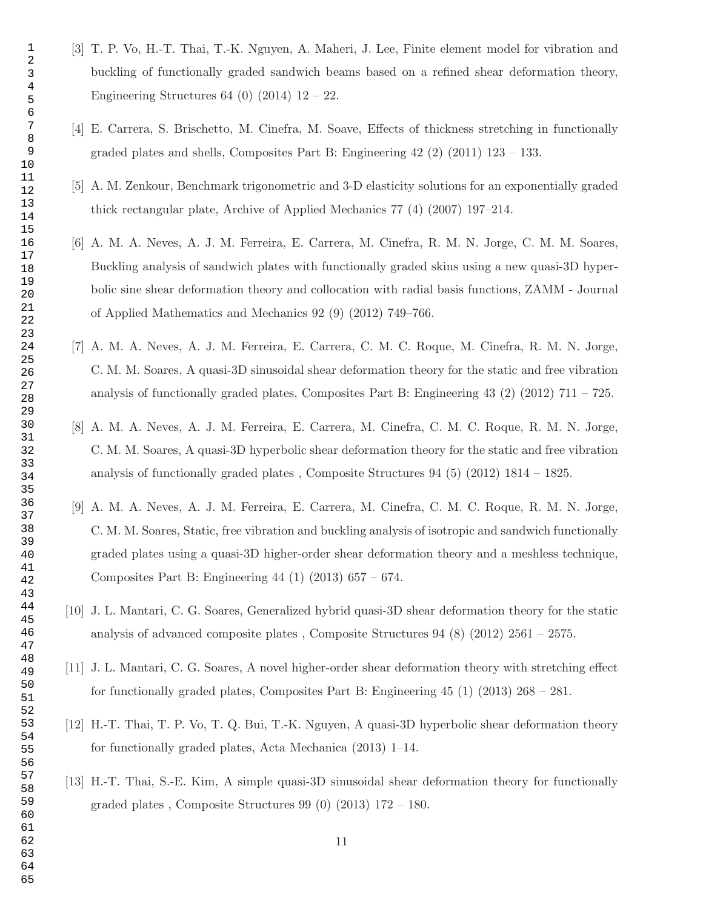[3] T. P. Vo, H.-T. Thai, T.-K. Nguyen, A. Maheri, J. Lee, Finite element model for vibration and buckling of functionally graded sandwich beams based on a refined shear deformation theory, Engineering Structures 64 (0) (2014) 12 – 22.

[4] E. Carrera, S. Brischetto, M. Cinefra, M. Soave, Effects of thickness stretching in functionally graded plates and shells, Composites Part B: Engineering 42 (2) (2011) 123 – 133.

[5] A. M. Zenkour, Benchmark trigonometric and 3-D elasticity solutions for an exponentially graded thick rectangular plate, Archive of Applied Mechanics 77 (4) (2007) 197–214.

[6] A. M. A. Neves, A. J. M. Ferreira, E. Carrera, M. Cinefra, R. M. N. Jorge, C. M. M. Soares, Buckling analysis of sandwich plates with functionally graded skins using a new quasi-3D hyperbolic sine shear deformation theory and collocation with radial basis functions, ZAMM - Journal of Applied Mathematics and Mechanics 92 (9) (2012) 749–766.

[7] A. M. A. Neves, A. J. M. Ferreira, E. Carrera, C. M. C. Roque, M. Cinefra, R. M. N. Jorge, C. M. M. Soares, A quasi-3D sinusoidal shear deformation theory for the static and free vibration analysis of functionally graded plates, Composites Part B: Engineering 43 (2) (2012) 711 – 725.

[8] A. M. A. Neves, A. J. M. Ferreira, E. Carrera, M. Cinefra, C. M. C. Roque, R. M. N. Jorge, C. M. M. Soares, A quasi-3D hyperbolic shear deformation theory for the static and free vibration analysis of functionally graded plates , Composite Structures 94 (5) (2012) 1814 – 1825.

[9] A. M. A. Neves, A. J. M. Ferreira, E. Carrera, M. Cinefra, C. M. C. Roque, R. M. N. Jorge, C. M. M. Soares, Static, free vibration and buckling analysis of isotropic and sandwich functionally graded plates using a quasi-3D higher-order shear deformation theory and a meshless technique, Composites Part B: Engineering 44 (1) (2013) 657 – 674.

[10] J. L. Mantari, C. G. Soares, Generalized hybrid quasi-3D shear deformation theory for the static analysis of advanced composite plates , Composite Structures 94 (8) (2012) 2561 – 2575.

[11] J. L. Mantari, C. G. Soares, A novel higher-order shear deformation theory with stretching effect for functionally graded plates, Composites Part B: Engineering 45 (1) (2013) 268 – 281.

[12] H.-T. Thai, T. P. Vo, T. Q. Bui, T.-K. Nguyen, A quasi-3D hyperbolic shear deformation theory for functionally graded plates, Acta Mechanica (2013) 1–14.

[13] H.-T. Thai, S.-E. Kim, A simple quasi-3D sinusoidal shear deformation theory for functionally graded plates , Composite Structures 99 (0) (2013) 172 – 180.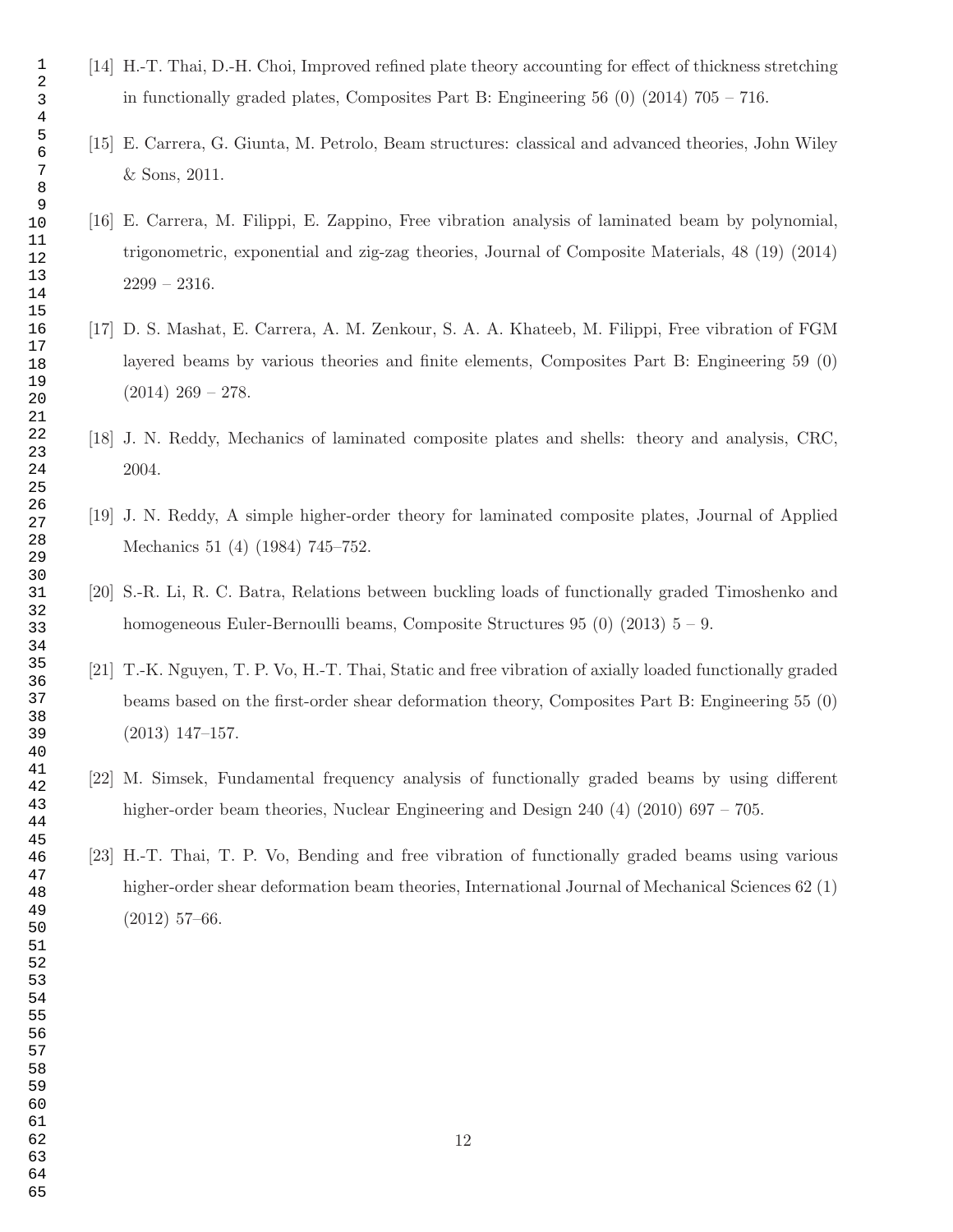[14] H.-T. Thai, D.-H. Choi, Improved refined plate theory accounting for effect of thickness stretching in functionally graded plates, Composites Part B: Engineering 56 (0) (2014) 705 – 716.

[15] E. Carrera, G. Giunta, M. Petrolo, Beam structures: classical and advanced theories, John Wiley & Sons, 2011.

[16] E. Carrera, M. Filippi, E. Zappino, Free vibration analysis of laminated beam by polynomial, trigonometric, exponential and zig-zag theories, Journal of Composite Materials, 48 (19) (2014) 2299 – 2316.

[17] D. S. Mashat, E. Carrera, A. M. Zenkour, S. A. A. Khateeb, M. Filippi, Free vibration of FGM layered beams by various theories and finite elements, Composites Part B: Engineering 59 (0) (2014) 269 – 278.

[18] J. N. Reddy, Mechanics of laminated composite plates and shells: theory and analysis, CRC, 2004.

[19] J. N. Reddy, A simple higher-order theory for laminated composite plates, Journal of Applied Mechanics 51 (4) (1984) 745–752.

[20] S.-R. Li, R. C. Batra, Relations between buckling loads of functionally graded Timoshenko and homogeneous Euler-Bernoulli beams, Composite Structures 95 (0) (2013) 5 – 9.

[21] T.-K. Nguyen, T. P. Vo, H.-T. Thai, Static and free vibration of axially loaded functionally graded beams based on the first-order shear deformation theory, Composites Part B: Engineering 55 (0) (2013) 147–157.

[22] M. Simsek, Fundamental frequency analysis of functionally graded beams by using different higher-order beam theories, Nuclear Engineering and Design 240 (4) (2010) 697 – 705.

[23] H.-T. Thai, T. P. Vo, Bending and free vibration of functionally graded beams using various higher-order shear deformation beam theories, International Journal of Mechanical Sciences 62 (1) (2012) 57–66.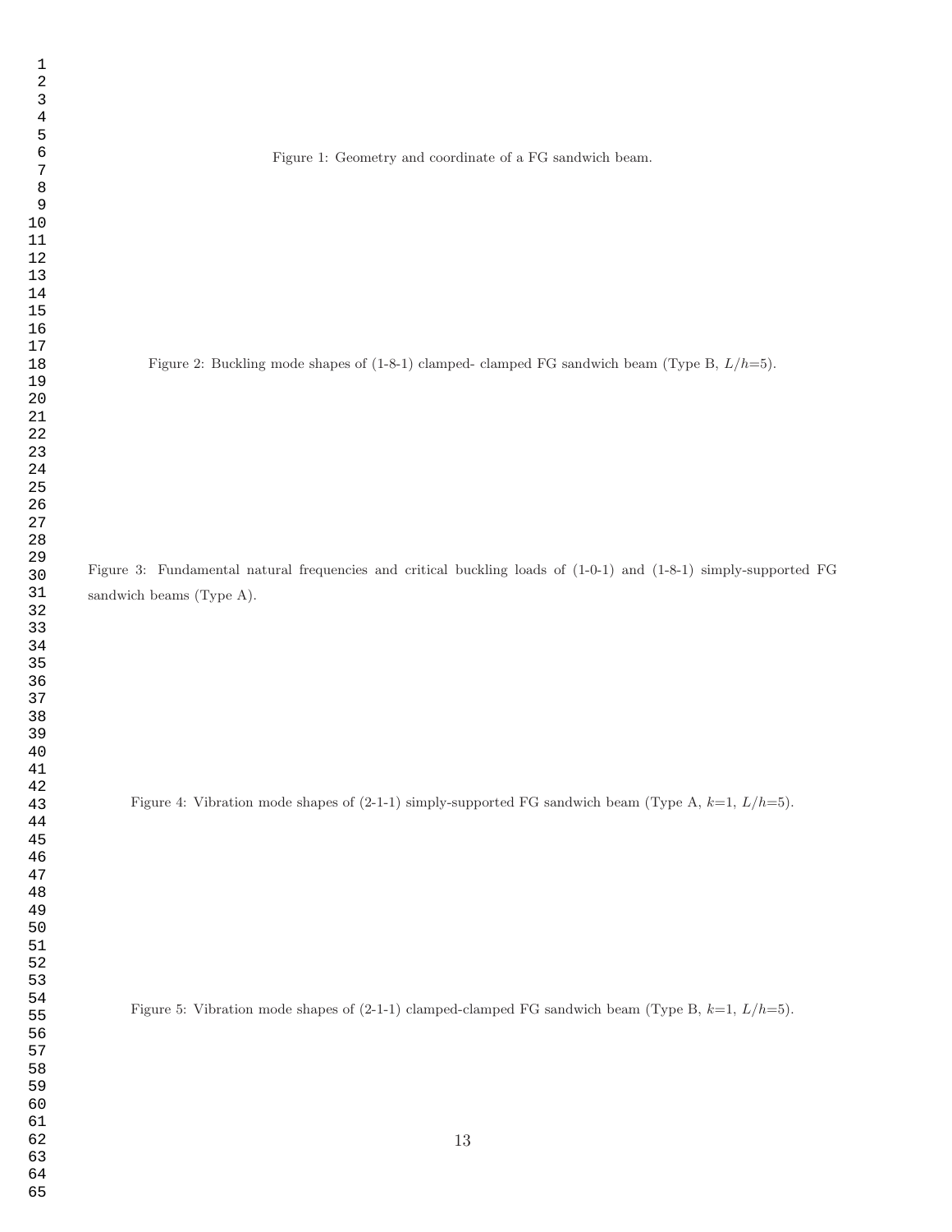Figure 1: Geometry and coordinate of a FG sandwich beam.

Figure 2: Buckling mode shapes of (1-8-1) clamped- clamped FG sandwich beam (Type B, $L/h$=5).

Figure 3: Fundamental natural frequencies and critical buckling loads of (1-0-1) and (1-8-1) simply-supported FG sandwich beams (Type A).

Figure 4: Vibration mode shapes of (2-1-1) simply-supported FG sandwich beam (Type A, $k$=1, $L/h$=5).

Figure 5: Vibration mode shapes of (2-1-1) clamped-clamped FG sandwich beam (Type B, $k$=1, $L/h$=5).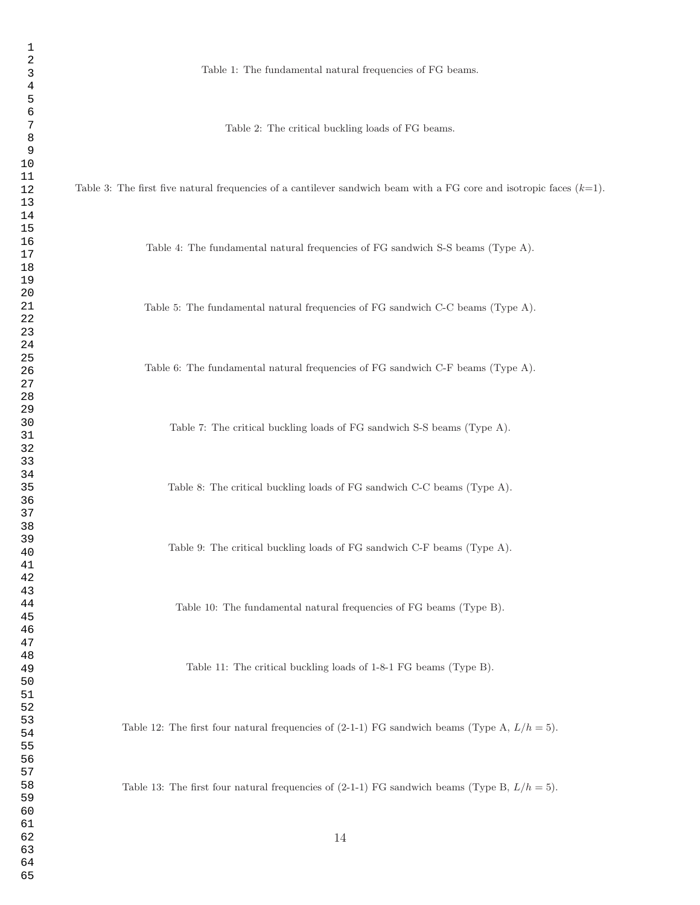Table 1: The fundamental natural frequencies of FG beams.

Table 2: The critical buckling loads of FG beams.

Table 3: The first five natural frequencies of a cantilever sandwich beam with a FG core and isotropic faces ($k$=1).

Table 4: The fundamental natural frequencies of FG sandwich S-S beams (Type A).

Table 5: The fundamental natural frequencies of FG sandwich C-C beams (Type A).

Table 6: The fundamental natural frequencies of FG sandwich C-F beams (Type A).

Table 7: The critical buckling loads of FG sandwich S-S beams (Type A).

Table 8: The critical buckling loads of FG sandwich C-C beams (Type A).

Table 9: The critical buckling loads of FG sandwich C-F beams (Type A).

Table 10: The fundamental natural frequencies of FG beams (Type B).

Table 11: The critical buckling loads of 1-8-1 FG beams (Type B).

Table 12: The first four natural frequencies of (2-1-1) FG sandwich beams (Type A, $L/h = 5$).

Table 13: The first four natural frequencies of (2-1-1) FG sandwich beams (Type B, $L/h = 5$).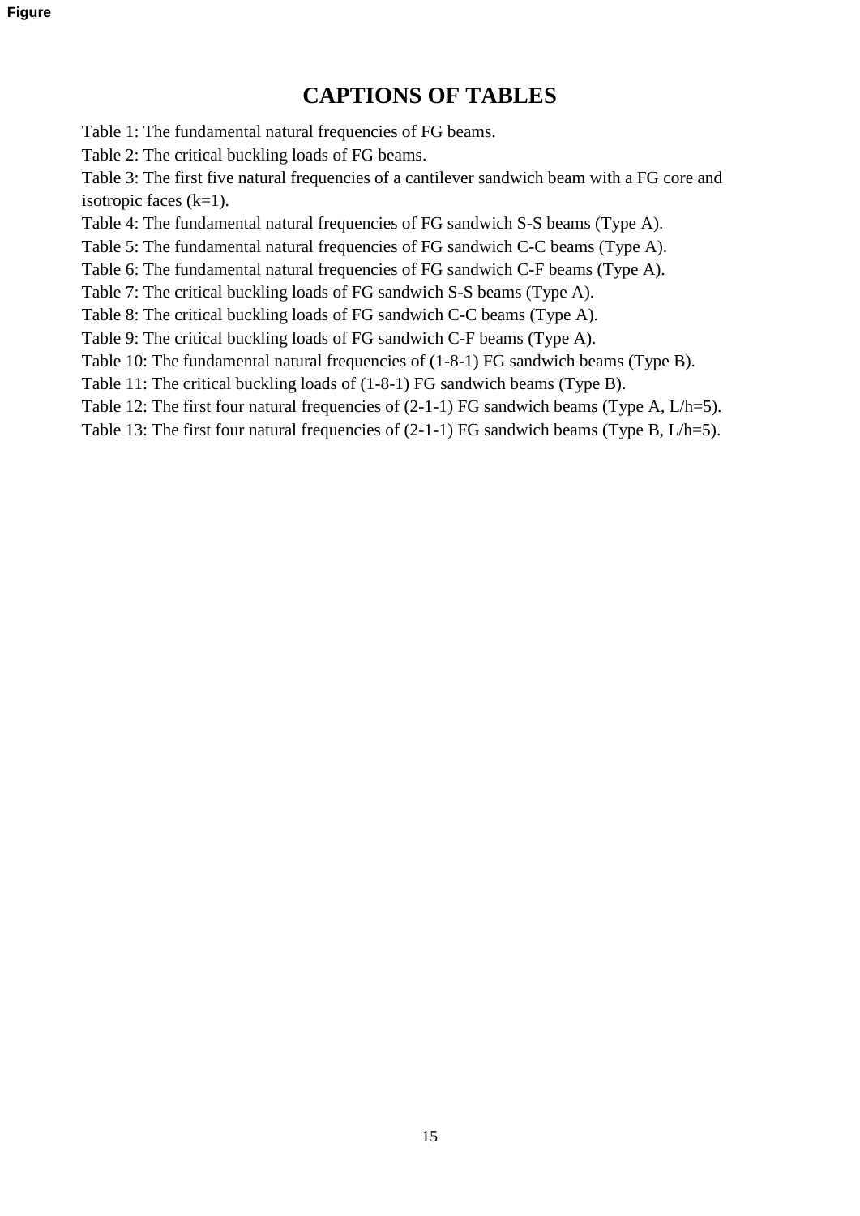# CAPTIONS OF TABLES

Table 1: The fundamental natural frequencies of FG beams.

Table 2: The critical buckling loads of FG beams.

Table 3: The first five natural frequencies of a cantilever sandwich beam with a FG core and isotropic faces (k=1).

Table 4: The fundamental natural frequencies of FG sandwich S-S beams (Type A).

Table 5: The fundamental natural frequencies of FG sandwich C-C beams (Type A).

Table 6: The fundamental natural frequencies of FG sandwich C-F beams (Type A).

Table 7: The critical buckling loads of FG sandwich S-S beams (Type A).

Table 8: The critical buckling loads of FG sandwich C-C beams (Type A).

Table 9: The critical buckling loads of FG sandwich C-F beams (Type A).

Table 10: The fundamental natural frequencies of (1-8-1) FG sandwich beams (Type B).

Table 11: The critical buckling loads of (1-8-1) FG sandwich beams (Type B).

Table 12: The first four natural frequencies of (2-1-1) FG sandwich beams (Type A, L/h=5).

Table 13: The first four natural frequencies of (2-1-1) FG sandwich beams (Type B, L/h=5).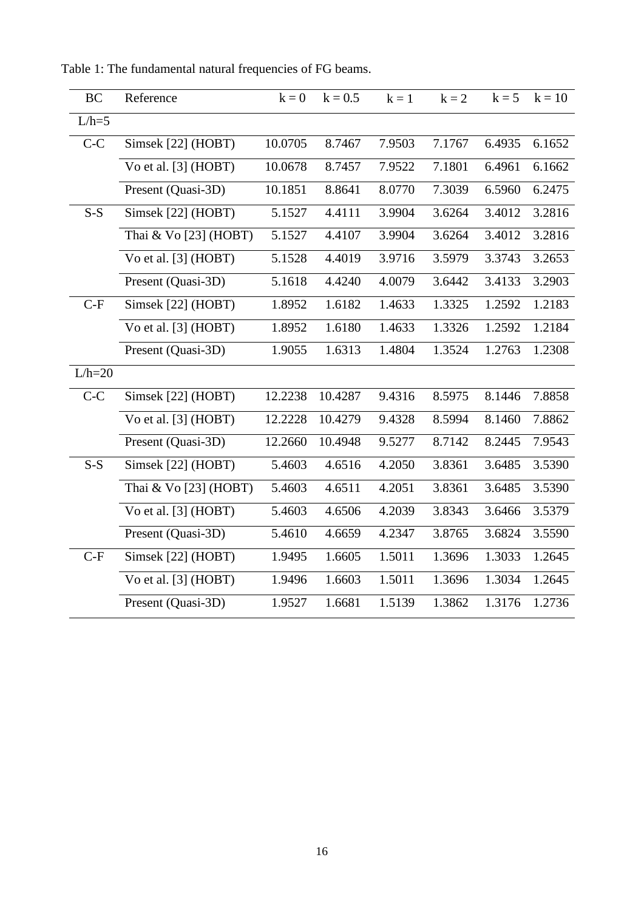Table 1: The fundamental natural frequencies of FG beams.

| BC | Reference | k = 0 | k = 0.5 | k = 1 | k = 2 | k = 5 | k = 10 |
|---|---|---|---|---|---|---|---|
| L/h=5 | | | | | | | |
| C-C | Simsek [22] (HOBT) | 10.0705 | 8.7467 | 7.9503 | 7.1767 | 6.4935 | 6.1652 |
| | Vo et al. [3] (HOBT) | 10.0678 | 8.7457 | 7.9522 | 7.1801 | 6.4961 | 6.1662 |
| | Present (Quasi-3D) | 10.1851 | 8.8641 | 8.0770 | 7.3039 | 6.5960 | 6.2475 |
| S-S | Simsek [22] (HOBT) | 5.1527 | 4.4111 | 3.9904 | 3.6264 | 3.4012 | 3.2816 |
| | Thai & Vo [23] (HOBT) | 5.1527 | 4.4107 | 3.9904 | 3.6264 | 3.4012 | 3.2816 |
| | Vo et al. [3] (HOBT) | 5.1528 | 4.4019 | 3.9716 | 3.5979 | 3.3743 | 3.2653 |
| | Present (Quasi-3D) | 5.1618 | 4.4240 | 4.0079 | 3.6442 | 3.4133 | 3.2903 |
| C-F | Simsek [22] (HOBT) | 1.8952 | 1.6182 | 1.4633 | 1.3325 | 1.2592 | 1.2183 |
| | Vo et al. [3] (HOBT) | 1.8952 | 1.6180 | 1.4633 | 1.3326 | 1.2592 | 1.2184 |
| | Present (Quasi-3D) | 1.9055 | 1.6313 | 1.4804 | 1.3524 | 1.2763 | 1.2308 |
| L/h=20 | | | | | | | |
| C-C | Simsek [22] (HOBT) | 12.2238 | 10.4287 | 9.4316 | 8.5975 | 8.1446 | 7.8858 |
| | Vo et al. [3] (HOBT) | 12.2228 | 10.4279 | 9.4328 | 8.5994 | 8.1460 | 7.8862 |
| | Present (Quasi-3D) | 12.2660 | 10.4948 | 9.5277 | 8.7142 | 8.2445 | 7.9543 |
| S-S | Simsek [22] (HOBT) | 5.4603 | 4.6516 | 4.2050 | 3.8361 | 3.6485 | 3.5390 |
| | Thai & Vo [23] (HOBT) | 5.4603 | 4.6511 | 4.2051 | 3.8361 | 3.6485 | 3.5390 |
| | Vo et al. [3] (HOBT) | 5.4603 | 4.6506 | 4.2039 | 3.8343 | 3.6466 | 3.5379 |
| | Present (Quasi-3D) | 5.4610 | 4.6659 | 4.2347 | 3.8765 | 3.6824 | 3.5590 |
| C-F | Simsek [22] (HOBT) | 1.9495 | 1.6605 | 1.5011 | 1.3696 | 1.3033 | 1.2645 |
| | Vo et al. [3] (HOBT) | 1.9496 | 1.6603 | 1.5011 | 1.3696 | 1.3034 | 1.2645 |
| | Present (Quasi-3D) | 1.9527 | 1.6681 | 1.5139 | 1.3862 | 1.3176 | 1.2736 |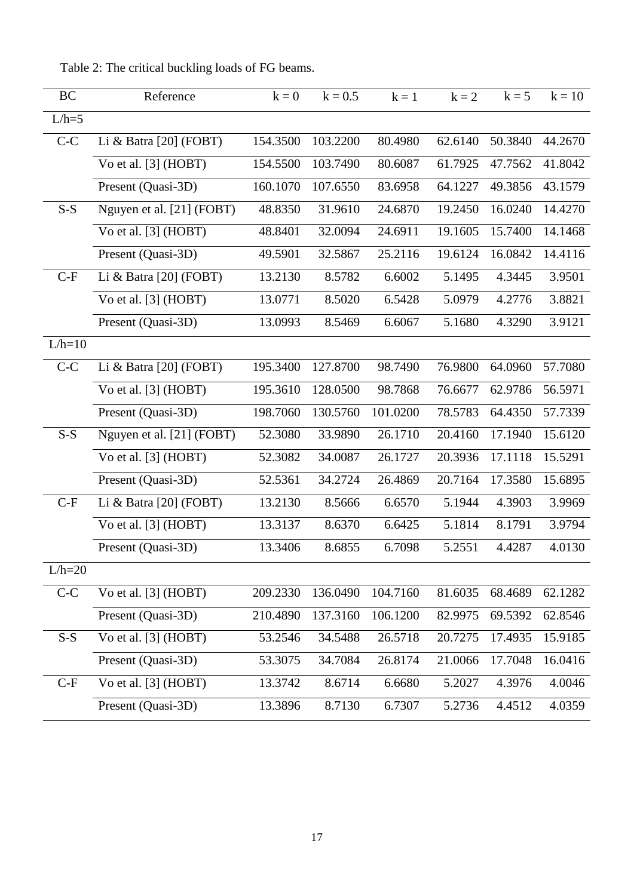Table 2: The critical buckling loads of FG beams.

| BC | Reference | k = 0 | k = 0.5 | k = 1 | k = 2 | k = 5 | k = 10 |
|---|---|---|---|---|---|---|---|
| L/h=5 | | | | | | | |
| C-C | Li & Batra [20] (FOBT) | 154.3500 | 103.2200 | 80.4980 | 62.6140 | 50.3840 | 44.2670 |
| | Vo et al. [3] (HOBT) | 154.5500 | 103.7490 | 80.6087 | 61.7925 | 47.7562 | 41.8042 |
| | Present (Quasi-3D) | 160.1070 | 107.6550 | 83.6958 | 64.1227 | 49.3856 | 43.1579 |
| S-S | Nguyen et al. [21] (FOBT) | 48.8350 | 31.9610 | 24.6870 | 19.2450 | 16.0240 | 14.4270 |
| | Vo et al. [3] (HOBT) | 48.8401 | 32.0094 | 24.6911 | 19.1605 | 15.7400 | 14.1468 |
| | Present (Quasi-3D) | 49.5901 | 32.5867 | 25.2116 | 19.6124 | 16.0842 | 14.4116 |
| C-F | Li & Batra [20] (FOBT) | 13.2130 | 8.5782 | 6.6002 | 5.1495 | 4.3445 | 3.9501 |
| | Vo et al. [3] (HOBT) | 13.0771 | 8.5020 | 6.5428 | 5.0979 | 4.2776 | 3.8821 |
| | Present (Quasi-3D) | 13.0993 | 8.5469 | 6.6067 | 5.1680 | 4.3290 | 3.9121 |
| L/h=10 | | | | | | | |
| C-C | Li & Batra [20] (FOBT) | 195.3400 | 127.8700 | 98.7490 | 76.9800 | 64.0960 | 57.7080 |
| | Vo et al. [3] (HOBT) | 195.3610 | 128.0500 | 98.7868 | 76.6677 | 62.9786 | 56.5971 |
| | Present (Quasi-3D) | 198.7060 | 130.5760 | 101.0200 | 78.5783 | 64.4350 | 57.7339 |
| S-S | Nguyen et al. [21] (FOBT) | 52.3080 | 33.9890 | 26.1710 | 20.4160 | 17.1940 | 15.6120 |
| | Vo et al. [3] (HOBT) | 52.3082 | 34.0087 | 26.1727 | 20.3936 | 17.1118 | 15.5291 |
| | Present (Quasi-3D) | 52.5361 | 34.2724 | 26.4869 | 20.7164 | 17.3580 | 15.6895 |
| C-F | Li & Batra [20] (FOBT) | 13.2130 | 8.5666 | 6.6570 | 5.1944 | 4.3903 | 3.9969 |
| | Vo et al. [3] (HOBT) | 13.3137 | 8.6370 | 6.6425 | 5.1814 | 8.1791 | 3.9794 |
| | Present (Quasi-3D) | 13.3406 | 8.6855 | 6.7098 | 5.2551 | 4.4287 | 4.0130 |
| L/h=20 | | | | | | | |
| C-C | Vo et al. [3] (HOBT) | 209.2330 | 136.0490 | 104.7160 | 81.6035 | 68.4689 | 62.1282 |
| | Present (Quasi-3D) | 210.4890 | 137.3160 | 106.1200 | 82.9975 | 69.5392 | 62.8546 |
| S-S | Vo et al. [3] (HOBT) | 53.2546 | 34.5488 | 26.5718 | 20.7275 | 17.4935 | 15.9185 |
| | Present (Quasi-3D) | 53.3075 | 34.7084 | 26.8174 | 21.0066 | 17.7048 | 16.0416 |
| C-F | Vo et al. [3] (HOBT) | 13.3742 | 8.6714 | 6.6680 | 5.2027 | 4.3976 | 4.0046 |
| | Present (Quasi-3D) | 13.3896 | 8.7130 | 6.7307 | 5.2736 | 4.4512 | 4.0359 |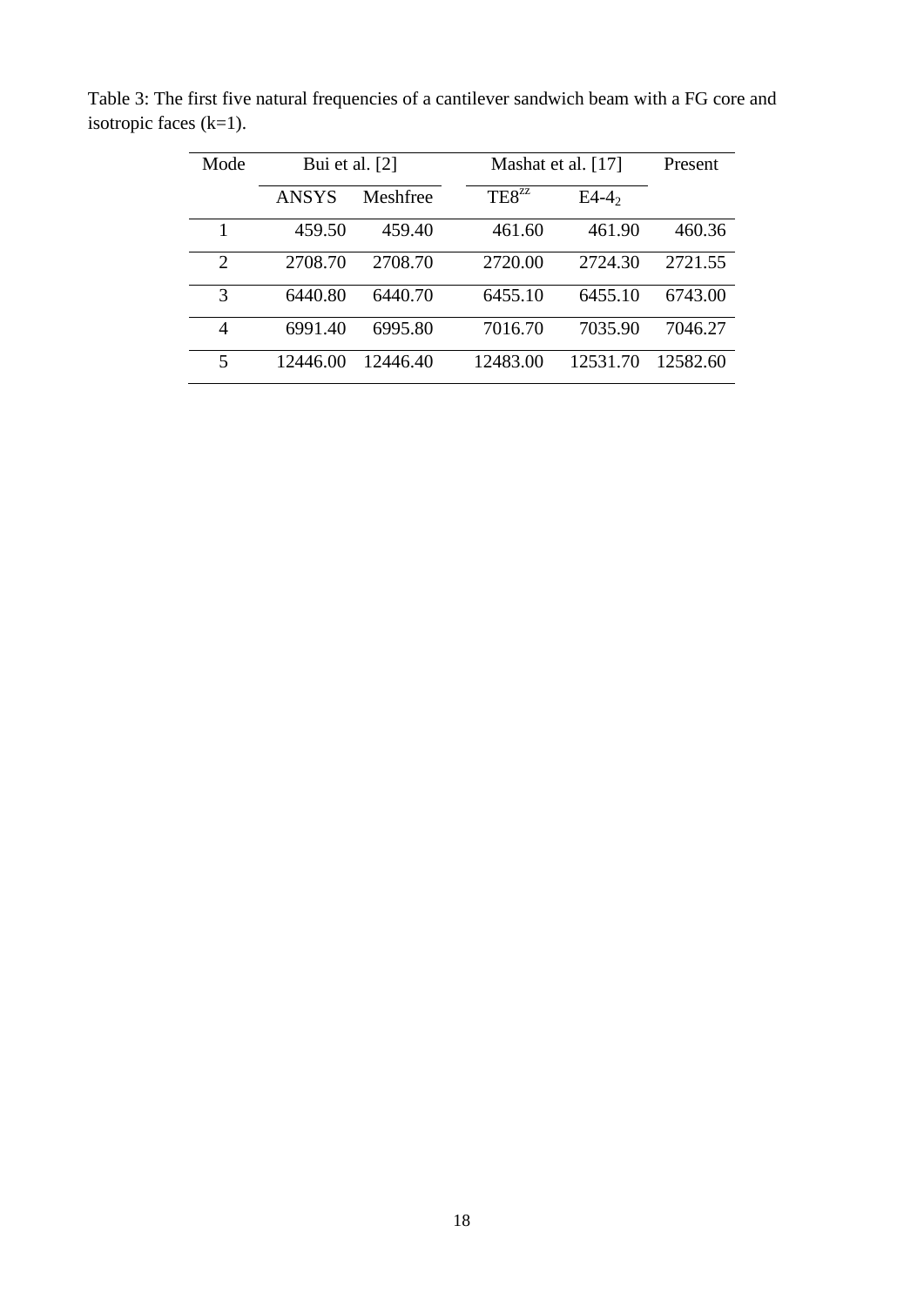Table 3: The first five natural frequencies of a cantilever sandwich beam with a FG core and isotropic faces (k=1).

| Mode | Bui et al. [2] | | Mashat et al. [17] | | Present |
|---|---|---|---|---|---|
| | ANSYS | Meshfree | $TE8^{zz}$ | $E4\text{-}4_2$ | |
| 1 | 459.50 | 459.40 | 461.60 | 461.90 | 460.36 |
| 2 | 2708.70 | 2708.70 | 2720.00 | 2724.30 | 2721.55 |
| 3 | 6440.80 | 6440.70 | 6455.10 | 6455.10 | 6743.00 |
| 4 | 6991.40 | 6995.80 | 7016.70 | 7035.90 | 7046.27 |
| 5 | 12446.00 | 12446.40 | 12483.00 | 12531.70 | 12582.60 |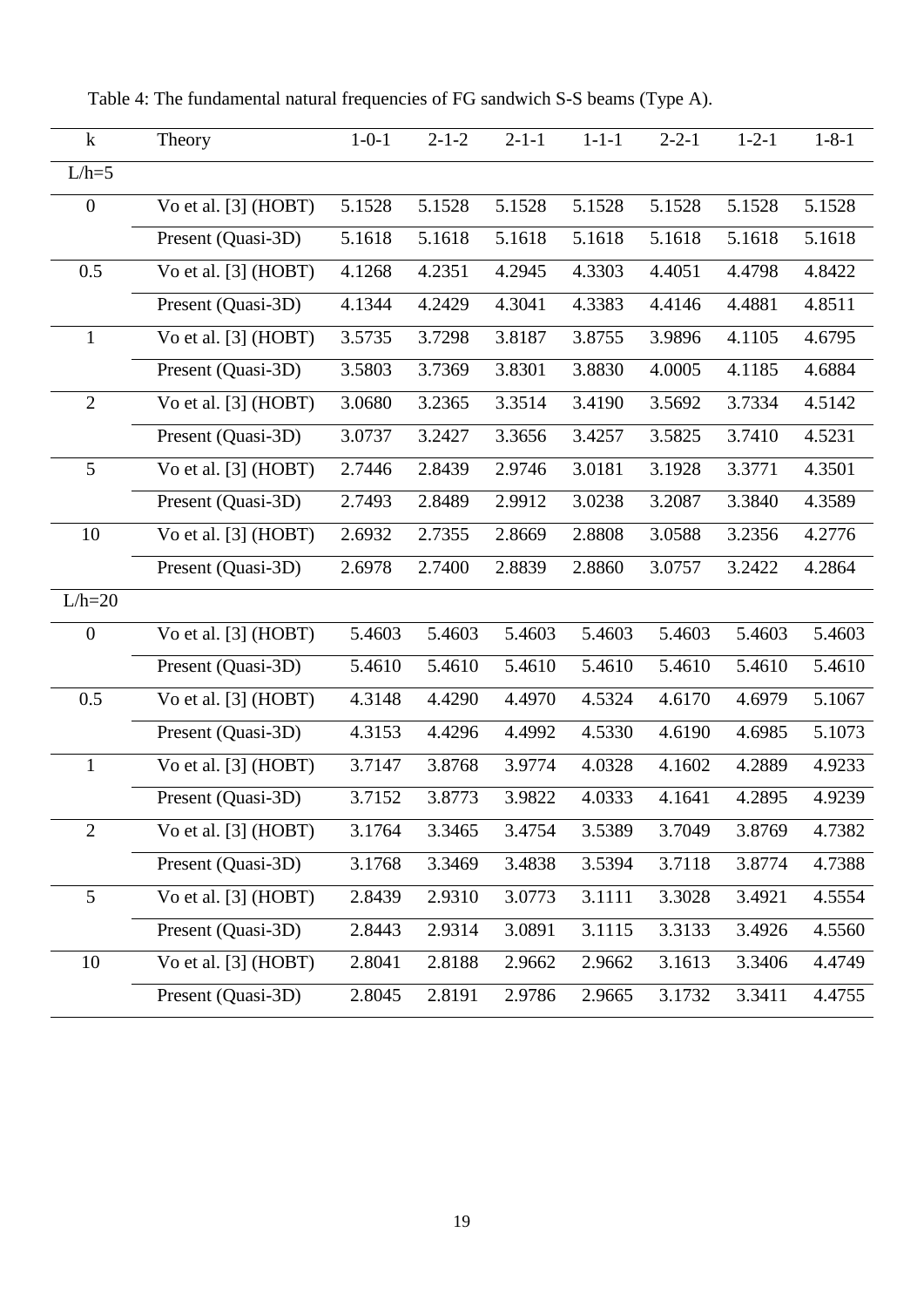Table 4: The fundamental natural frequencies of FG sandwich S-S beams (Type A).

| k | Theory | 1-0-1 | 2-1-2 | 2-1-1 | 1-1-1 | 2-2-1 | 1-2-1 | 1-8-1 |
|---|---|---|---|---|---|---|---|---|
| L/h=5 | | | | | | | | |
| 0 | Vo et al. [3] (HOBT) | 5.1528 | 5.1528 | 5.1528 | 5.1528 | 5.1528 | 5.1528 | 5.1528 |
| | Present (Quasi-3D) | 5.1618 | 5.1618 | 5.1618 | 5.1618 | 5.1618 | 5.1618 | 5.1618 |
| 0.5 | Vo et al. [3] (HOBT) | 4.1268 | 4.2351 | 4.2945 | 4.3303 | 4.4051 | 4.4798 | 4.8422 |
| | Present (Quasi-3D) | 4.1344 | 4.2429 | 4.3041 | 4.3383 | 4.4146 | 4.4881 | 4.8511 |
| 1 | Vo et al. [3] (HOBT) | 3.5735 | 3.7298 | 3.8187 | 3.8755 | 3.9896 | 4.1105 | 4.6795 |
| | Present (Quasi-3D) | 3.5803 | 3.7369 | 3.8301 | 3.8830 | 4.0005 | 4.1185 | 4.6884 |
| 2 | Vo et al. [3] (HOBT) | 3.0680 | 3.2365 | 3.3514 | 3.4190 | 3.5692 | 3.7334 | 4.5142 |
| | Present (Quasi-3D) | 3.0737 | 3.2427 | 3.3656 | 3.4257 | 3.5825 | 3.7410 | 4.5231 |
| 5 | Vo et al. [3] (HOBT) | 2.7446 | 2.8439 | 2.9746 | 3.0181 | 3.1928 | 3.3771 | 4.3501 |
| | Present (Quasi-3D) | 2.7493 | 2.8489 | 2.9912 | 3.0238 | 3.2087 | 3.3840 | 4.3589 |
| 10 | Vo et al. [3] (HOBT) | 2.6932 | 2.7355 | 2.8669 | 2.8808 | 3.0588 | 3.2356 | 4.2776 |
| | Present (Quasi-3D) | 2.6978 | 2.7400 | 2.8839 | 2.8860 | 3.0757 | 3.2422 | 4.2864 |
| L/h=20 | | | | | | | | |
| 0 | Vo et al. [3] (HOBT) | 5.4603 | 5.4603 | 5.4603 | 5.4603 | 5.4603 | 5.4603 | 5.4603 |
| | Present (Quasi-3D) | 5.4610 | 5.4610 | 5.4610 | 5.4610 | 5.4610 | 5.4610 | 5.4610 |
| 0.5 | Vo et al. [3] (HOBT) | 4.3148 | 4.4290 | 4.4970 | 4.5324 | 4.6170 | 4.6979 | 5.1067 |
| | Present (Quasi-3D) | 4.3153 | 4.4296 | 4.4992 | 4.5330 | 4.6190 | 4.6985 | 5.1073 |
| 1 | Vo et al. [3] (HOBT) | 3.7147 | 3.8768 | 3.9774 | 4.0328 | 4.1602 | 4.2889 | 4.9233 |
| | Present (Quasi-3D) | 3.7152 | 3.8773 | 3.9822 | 4.0333 | 4.1641 | 4.2895 | 4.9239 |
| 2 | Vo et al. [3] (HOBT) | 3.1764 | 3.3465 | 3.4754 | 3.5389 | 3.7049 | 3.8769 | 4.7382 |
| | Present (Quasi-3D) | 3.1768 | 3.3469 | 3.4838 | 3.5394 | 3.7118 | 3.8774 | 4.7388 |
| 5 | Vo et al. [3] (HOBT) | 2.8439 | 2.9310 | 3.0773 | 3.1111 | 3.3028 | 3.4921 | 4.5554 |
| | Present (Quasi-3D) | 2.8443 | 2.9314 | 3.0891 | 3.1115 | 3.3133 | 3.4926 | 4.5560 |
| 10 | Vo et al. [3] (HOBT) | 2.8041 | 2.8188 | 2.9662 | 2.9662 | 3.1613 | 3.3406 | 4.4749 |
| | Present (Quasi-3D) | 2.8045 | 2.8191 | 2.9786 | 2.9665 | 3.1732 | 3.3411 | 4.4755 |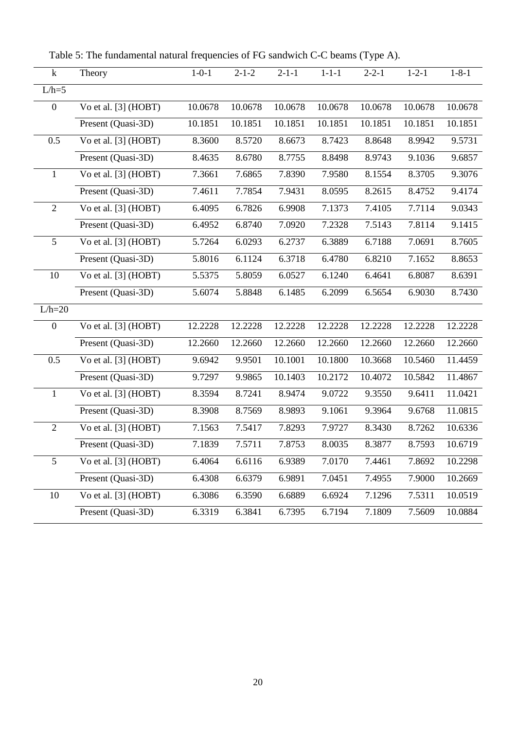Table 5: The fundamental natural frequencies of FG sandwich C-C beams (Type A).

| k | Theory | 1-0-1 | 2-1-2 | 2-1-1 | 1-1-1 | 2-2-1 | 1-2-1 | 1-8-1 |
|---|---|---|---|---|---|---|---|---|
| L/h=5 | | | | | | | | |
| 0 | Vo et al. [3] (HOBT) | 10.0678 | 10.0678 | 10.0678 | 10.0678 | 10.0678 | 10.0678 | 10.0678 |
| | Present (Quasi-3D) | 10.1851 | 10.1851 | 10.1851 | 10.1851 | 10.1851 | 10.1851 | 10.1851 |
| 0.5 | Vo et al. [3] (HOBT) | 8.3600 | 8.5720 | 8.6673 | 8.7423 | 8.8648 | 8.9942 | 9.5731 |
| | Present (Quasi-3D) | 8.4635 | 8.6780 | 8.7755 | 8.8498 | 8.9743 | 9.1036 | 9.6857 |
| 1 | Vo et al. [3] (HOBT) | 7.3661 | 7.6865 | 7.8390 | 7.9580 | 8.1554 | 8.3705 | 9.3076 |
| | Present (Quasi-3D) | 7.4611 | 7.7854 | 7.9431 | 8.0595 | 8.2615 | 8.4752 | 9.4174 |
| 2 | Vo et al. [3] (HOBT) | 6.4095 | 6.7826 | 6.9908 | 7.1373 | 7.4105 | 7.7114 | 9.0343 |
| | Present (Quasi-3D) | 6.4952 | 6.8740 | 7.0920 | 7.2328 | 7.5143 | 7.8114 | 9.1415 |
| 5 | Vo et al. [3] (HOBT) | 5.7264 | 6.0293 | 6.2737 | 6.3889 | 6.7188 | 7.0691 | 8.7605 |
| | Present (Quasi-3D) | 5.8016 | 6.1124 | 6.3718 | 6.4780 | 6.8210 | 7.1652 | 8.8653 |
| 10 | Vo et al. [3] (HOBT) | 5.5375 | 5.8059 | 6.0527 | 6.1240 | 6.4641 | 6.8087 | 8.6391 |
| | Present (Quasi-3D) | 5.6074 | 5.8848 | 6.1485 | 6.2099 | 6.5654 | 6.9030 | 8.7430 |
| L/h=20 | | | | | | | | |
| 0 | Vo et al. [3] (HOBT) | 12.2228 | 12.2228 | 12.2228 | 12.2228 | 12.2228 | 12.2228 | 12.2228 |
| | Present (Quasi-3D) | 12.2660 | 12.2660 | 12.2660 | 12.2660 | 12.2660 | 12.2660 | 12.2660 |
| 0.5 | Vo et al. [3] (HOBT) | 9.6942 | 9.9501 | 10.1001 | 10.1800 | 10.3668 | 10.5460 | 11.4459 |
| | Present (Quasi-3D) | 9.7297 | 9.9865 | 10.1403 | 10.2172 | 10.4072 | 10.5842 | 11.4867 |
| 1 | Vo et al. [3] (HOBT) | 8.3594 | 8.7241 | 8.9474 | 9.0722 | 9.3550 | 9.6411 | 11.0421 |
| | Present (Quasi-3D) | 8.3908 | 8.7569 | 8.9893 | 9.1061 | 9.3964 | 9.6768 | 11.0815 |
| 2 | Vo et al. [3] (HOBT) | 7.1563 | 7.5417 | 7.8293 | 7.9727 | 8.3430 | 8.7262 | 10.6336 |
| | Present (Quasi-3D) | 7.1839 | 7.5711 | 7.8753 | 8.0035 | 8.3877 | 8.7593 | 10.6719 |
| 5 | Vo et al. [3] (HOBT) | 6.4064 | 6.6116 | 6.9389 | 7.0170 | 7.4461 | 7.8692 | 10.2298 |
| | Present (Quasi-3D) | 6.4308 | 6.6379 | 6.9891 | 7.0451 | 7.4955 | 7.9000 | 10.2669 |
| 10 | Vo et al. [3] (HOBT) | 6.3086 | 6.3590 | 6.6889 | 6.6924 | 7.1296 | 7.5311 | 10.0519 |
| | Present (Quasi-3D) | 6.3319 | 6.3841 | 6.7395 | 6.7194 | 7.1809 | 7.5609 | 10.0884 |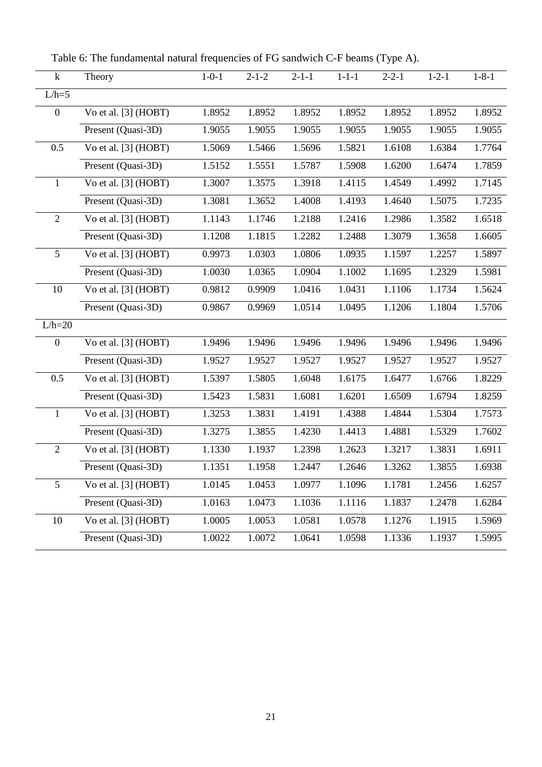Table 6: The fundamental natural frequencies of FG sandwich C-F beams (Type A).

| k | Theory | 1-0-1 | 2-1-2 | 2-1-1 | 1-1-1 | 2-2-1 | 1-2-1 | 1-8-1 |
|---|---|---|---|---|---|---|---|---|
| L/h=5 | | | | | | | | |
| 0 | Vo et al. [3] (HOBT) | 1.8952 | 1.8952 | 1.8952 | 1.8952 | 1.8952 | 1.8952 | 1.8952 |
| | Present (Quasi-3D) | 1.9055 | 1.9055 | 1.9055 | 1.9055 | 1.9055 | 1.9055 | 1.9055 |
| 0.5 | Vo et al. [3] (HOBT) | 1.5069 | 1.5466 | 1.5696 | 1.5821 | 1.6108 | 1.6384 | 1.7764 |
| | Present (Quasi-3D) | 1.5152 | 1.5551 | 1.5787 | 1.5908 | 1.6200 | 1.6474 | 1.7859 |
| 1 | Vo et al. [3] (HOBT) | 1.3007 | 1.3575 | 1.3918 | 1.4115 | 1.4549 | 1.4992 | 1.7145 |
| | Present (Quasi-3D) | 1.3081 | 1.3652 | 1.4008 | 1.4193 | 1.4640 | 1.5075 | 1.7235 |
| 2 | Vo et al. [3] (HOBT) | 1.1143 | 1.1746 | 1.2188 | 1.2416 | 1.2986 | 1.3582 | 1.6518 |
| | Present (Quasi-3D) | 1.1208 | 1.1815 | 1.2282 | 1.2488 | 1.3079 | 1.3658 | 1.6605 |
| 5 | Vo et al. [3] (HOBT) | 0.9973 | 1.0303 | 1.0806 | 1.0935 | 1.1597 | 1.2257 | 1.5897 |
| | Present (Quasi-3D) | 1.0030 | 1.0365 | 1.0904 | 1.1002 | 1.1695 | 1.2329 | 1.5981 |
| 10 | Vo et al. [3] (HOBT) | 0.9812 | 0.9909 | 1.0416 | 1.0431 | 1.1106 | 1.1734 | 1.5624 |
| | Present (Quasi-3D) | 0.9867 | 0.9969 | 1.0514 | 1.0495 | 1.1206 | 1.1804 | 1.5706 |
| L/h=20 | | | | | | | | |
| 0 | Vo et al. [3] (HOBT) | 1.9496 | 1.9496 | 1.9496 | 1.9496 | 1.9496 | 1.9496 | 1.9496 |
| | Present (Quasi-3D) | 1.9527 | 1.9527 | 1.9527 | 1.9527 | 1.9527 | 1.9527 | 1.9527 |
| 0.5 | Vo et al. [3] (HOBT) | 1.5397 | 1.5805 | 1.6048 | 1.6175 | 1.6477 | 1.6766 | 1.8229 |
| | Present (Quasi-3D) | 1.5423 | 1.5831 | 1.6081 | 1.6201 | 1.6509 | 1.6794 | 1.8259 |
| 1 | Vo et al. [3] (HOBT) | 1.3253 | 1.3831 | 1.4191 | 1.4388 | 1.4844 | 1.5304 | 1.7573 |
| | Present (Quasi-3D) | 1.3275 | 1.3855 | 1.4230 | 1.4413 | 1.4881 | 1.5329 | 1.7602 |
| 2 | Vo et al. [3] (HOBT) | 1.1330 | 1.1937 | 1.2398 | 1.2623 | 1.3217 | 1.3831 | 1.6911 |
| | Present (Quasi-3D) | 1.1351 | 1.1958 | 1.2447 | 1.2646 | 1.3262 | 1.3855 | 1.6938 |
| 5 | Vo et al. [3] (HOBT) | 1.0145 | 1.0453 | 1.0977 | 1.1096 | 1.1781 | 1.2456 | 1.6257 |
| | Present (Quasi-3D) | 1.0163 | 1.0473 | 1.1036 | 1.1116 | 1.1837 | 1.2478 | 1.6284 |
| 10 | Vo et al. [3] (HOBT) | 1.0005 | 1.0053 | 1.0581 | 1.0578 | 1.1276 | 1.1915 | 1.5969 |
| | Present (Quasi-3D) | 1.0022 | 1.0072 | 1.0641 | 1.0598 | 1.1336 | 1.1937 | 1.5995 |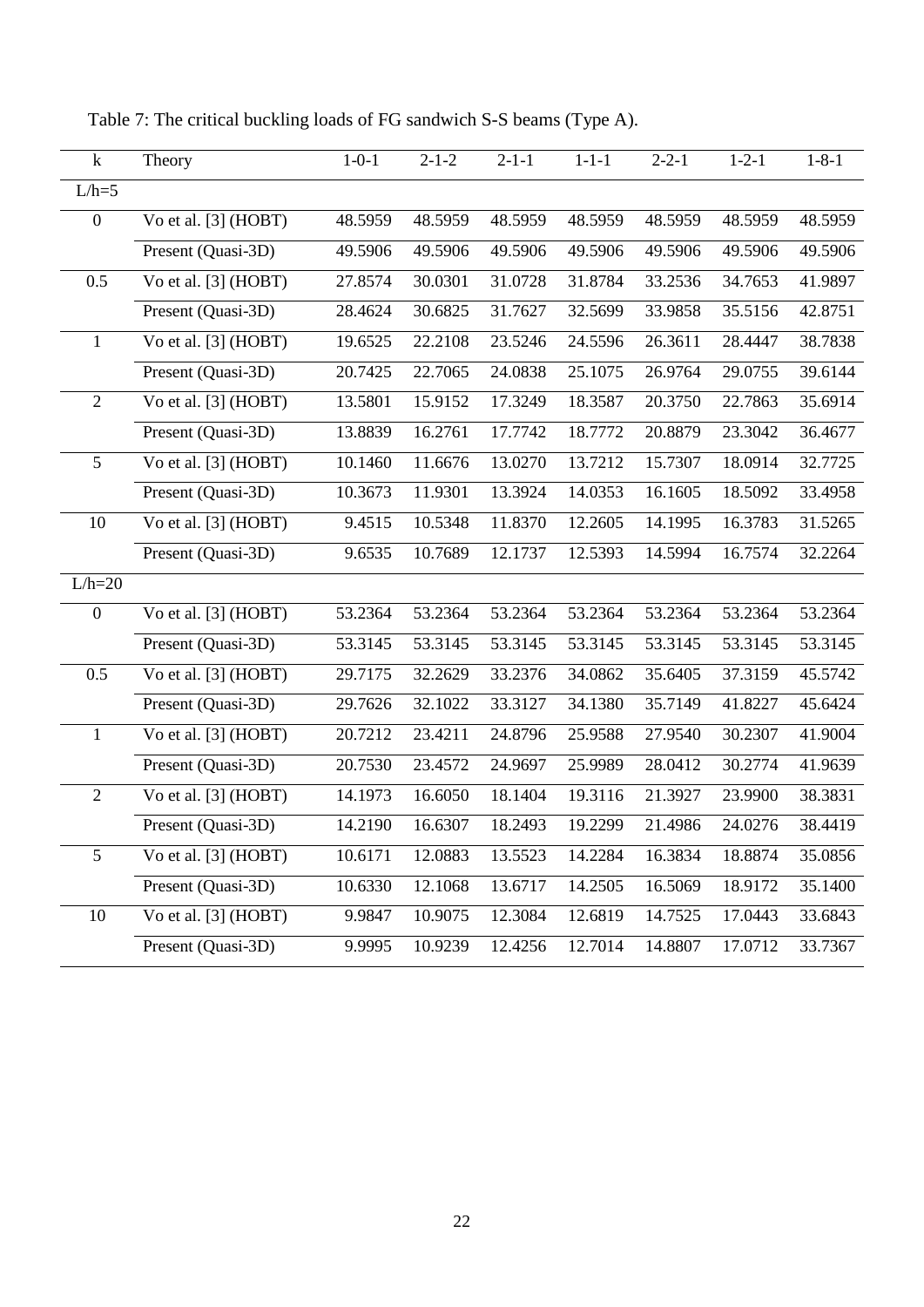Table 7: The critical buckling loads of FG sandwich S-S beams (Type A).

| k | Theory | 1-0-1 | 2-1-2 | 2-1-1 | 1-1-1 | 2-2-1 | 1-2-1 | 1-8-1 |
|---|---|---|---|---|---|---|---|---|
| L/h=5 | | | | | | | | |
| 0 | Vo et al. [3] (HOBT) | 48.5959 | 48.5959 | 48.5959 | 48.5959 | 48.5959 | 48.5959 | 48.5959 |
| | Present (Quasi-3D) | 49.5906 | 49.5906 | 49.5906 | 49.5906 | 49.5906 | 49.5906 | 49.5906 |
| 0.5 | Vo et al. [3] (HOBT) | 27.8574 | 30.0301 | 31.0728 | 31.8784 | 33.2536 | 34.7653 | 41.9897 |
| | Present (Quasi-3D) | 28.4624 | 30.6825 | 31.7627 | 32.5699 | 33.9858 | 35.5156 | 42.8751 |
| 1 | Vo et al. [3] (HOBT) | 19.6525 | 22.2108 | 23.5246 | 24.5596 | 26.3611 | 28.4447 | 38.7838 |
| | Present (Quasi-3D) | 20.7425 | 22.7065 | 24.0838 | 25.1075 | 26.9764 | 29.0755 | 39.6144 |
| 2 | Vo et al. [3] (HOBT) | 13.5801 | 15.9152 | 17.3249 | 18.3587 | 20.3750 | 22.7863 | 35.6914 |
| | Present (Quasi-3D) | 13.8839 | 16.2761 | 17.7742 | 18.7772 | 20.8879 | 23.3042 | 36.4677 |
| 5 | Vo et al. [3] (HOBT) | 10.1460 | 11.6676 | 13.0270 | 13.7212 | 15.7307 | 18.0914 | 32.7725 |
| | Present (Quasi-3D) | 10.3673 | 11.9301 | 13.3924 | 14.0353 | 16.1605 | 18.5092 | 33.4958 |
| 10 | Vo et al. [3] (HOBT) | 9.4515 | 10.5348 | 11.8370 | 12.2605 | 14.1995 | 16.3783 | 31.5265 |
| | Present (Quasi-3D) | 9.6535 | 10.7689 | 12.1737 | 12.5393 | 14.5994 | 16.7574 | 32.2264 |
| L/h=20 | | | | | | | | |
| 0 | Vo et al. [3] (HOBT) | 53.2364 | 53.2364 | 53.2364 | 53.2364 | 53.2364 | 53.2364 | 53.2364 |
| | Present (Quasi-3D) | 53.3145 | 53.3145 | 53.3145 | 53.3145 | 53.3145 | 53.3145 | 53.3145 |
| 0.5 | Vo et al. [3] (HOBT) | 29.7175 | 32.2629 | 33.2376 | 34.0862 | 35.6405 | 37.3159 | 45.5742 |
| | Present (Quasi-3D) | 29.7626 | 32.1022 | 33.3127 | 34.1380 | 35.7149 | 41.8227 | 45.6424 |
| 1 | Vo et al. [3] (HOBT) | 20.7212 | 23.4211 | 24.8796 | 25.9588 | 27.9540 | 30.2307 | 41.9004 |
| | Present (Quasi-3D) | 20.7530 | 23.4572 | 24.9697 | 25.9989 | 28.0412 | 30.2774 | 41.9639 |
| 2 | Vo et al. [3] (HOBT) | 14.1973 | 16.6050 | 18.1404 | 19.3116 | 21.3927 | 23.9900 | 38.3831 |
| | Present (Quasi-3D) | 14.2190 | 16.6307 | 18.2493 | 19.2299 | 21.4986 | 24.0276 | 38.4419 |
| 5 | Vo et al. [3] (HOBT) | 10.6171 | 12.0883 | 13.5523 | 14.2284 | 16.3834 | 18.8874 | 35.0856 |
| | Present (Quasi-3D) | 10.6330 | 12.1068 | 13.6717 | 14.2505 | 16.5069 | 18.9172 | 35.1400 |
| 10 | Vo et al. [3] (HOBT) | 9.9847 | 10.9075 | 12.3084 | 12.6819 | 14.7525 | 17.0443 | 33.6843 |
| | Present (Quasi-3D) | 9.9995 | 10.9239 | 12.4256 | 12.7014 | 14.8807 | 17.0712 | 33.7367 |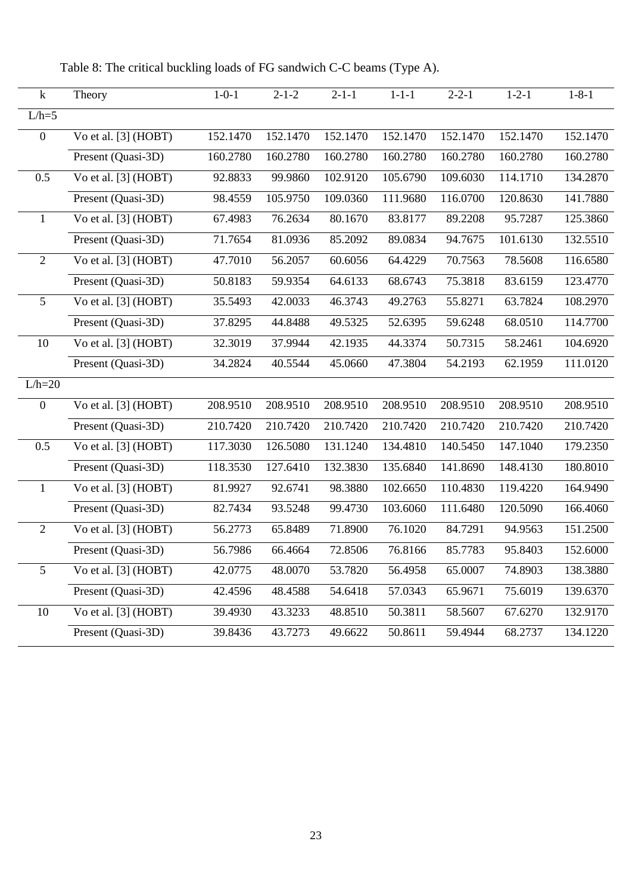Table 8: The critical buckling loads of FG sandwich C-C beams (Type A).

| k | Theory | 1-0-1 | 2-1-2 | 2-1-1 | 1-1-1 | 2-2-1 | 1-2-1 | 1-8-1 |
|---|---|---|---|---|---|---|---|---|
| L/h=5 | | | | | | | | |
| 0 | Vo et al. [3] (HOBT) | 152.1470 | 152.1470 | 152.1470 | 152.1470 | 152.1470 | 152.1470 | 152.1470 |
| | Present (Quasi-3D) | 160.2780 | 160.2780 | 160.2780 | 160.2780 | 160.2780 | 160.2780 | 160.2780 |
| 0.5 | Vo et al. [3] (HOBT) | 92.8833 | 99.9860 | 102.9120 | 105.6790 | 109.6030 | 114.1710 | 134.2870 |
| | Present (Quasi-3D) | 98.4559 | 105.9750 | 109.0360 | 111.9680 | 116.0700 | 120.8630 | 141.7880 |
| 1 | Vo et al. [3] (HOBT) | 67.4983 | 76.2634 | 80.1670 | 83.8177 | 89.2208 | 95.7287 | 125.3860 |
| | Present (Quasi-3D) | 71.7654 | 81.0936 | 85.2092 | 89.0834 | 94.7675 | 101.6130 | 132.5510 |
| 2 | Vo et al. [3] (HOBT) | 47.7010 | 56.2057 | 60.6056 | 64.4229 | 70.7563 | 78.5608 | 116.6580 |
| | Present (Quasi-3D) | 50.8183 | 59.9354 | 64.6133 | 68.6743 | 75.3818 | 83.6159 | 123.4770 |
| 5 | Vo et al. [3] (HOBT) | 35.5493 | 42.0033 | 46.3743 | 49.2763 | 55.8271 | 63.7824 | 108.2970 |
| | Present (Quasi-3D) | 37.8295 | 44.8488 | 49.5325 | 52.6395 | 59.6248 | 68.0510 | 114.7700 |
| 10 | Vo et al. [3] (HOBT) | 32.3019 | 37.9944 | 42.1935 | 44.3374 | 50.7315 | 58.2461 | 104.6920 |
| | Present (Quasi-3D) | 34.2824 | 40.5544 | 45.0660 | 47.3804 | 54.2193 | 62.1959 | 111.0120 |
| L/h=20 | | | | | | | | |
| 0 | Vo et al. [3] (HOBT) | 208.9510 | 208.9510 | 208.9510 | 208.9510 | 208.9510 | 208.9510 | 208.9510 |
| | Present (Quasi-3D) | 210.7420 | 210.7420 | 210.7420 | 210.7420 | 210.7420 | 210.7420 | 210.7420 |
| 0.5 | Vo et al. [3] (HOBT) | 117.3030 | 126.5080 | 131.1240 | 134.4810 | 140.5450 | 147.1040 | 179.2350 |
| | Present (Quasi-3D) | 118.3530 | 127.6410 | 132.3830 | 135.6840 | 141.8690 | 148.4130 | 180.8010 |
| 1 | Vo et al. [3] (HOBT) | 81.9927 | 92.6741 | 98.3880 | 102.6650 | 110.4830 | 119.4220 | 164.9490 |
| | Present (Quasi-3D) | 82.7434 | 93.5248 | 99.4730 | 103.6060 | 111.6480 | 120.5090 | 166.4060 |
| 2 | Vo et al. [3] (HOBT) | 56.2773 | 65.8489 | 71.8900 | 76.1020 | 84.7291 | 94.9563 | 151.2500 |
| | Present (Quasi-3D) | 56.7986 | 66.4664 | 72.8506 | 76.8166 | 85.7783 | 95.8403 | 152.6000 |
| 5 | Vo et al. [3] (HOBT) | 42.0775 | 48.0070 | 53.7820 | 56.4958 | 65.0007 | 74.8903 | 138.3880 |
| | Present (Quasi-3D) | 42.4596 | 48.4588 | 54.6418 | 57.0343 | 65.9671 | 75.6019 | 139.6370 |
| 10 | Vo et al. [3] (HOBT) | 39.4930 | 43.3233 | 48.8510 | 50.3811 | 58.5607 | 67.6270 | 132.9170 |
| | Present (Quasi-3D) | 39.8436 | 43.7273 | 49.6622 | 50.8611 | 59.4944 | 68.2737 | 134.1220 |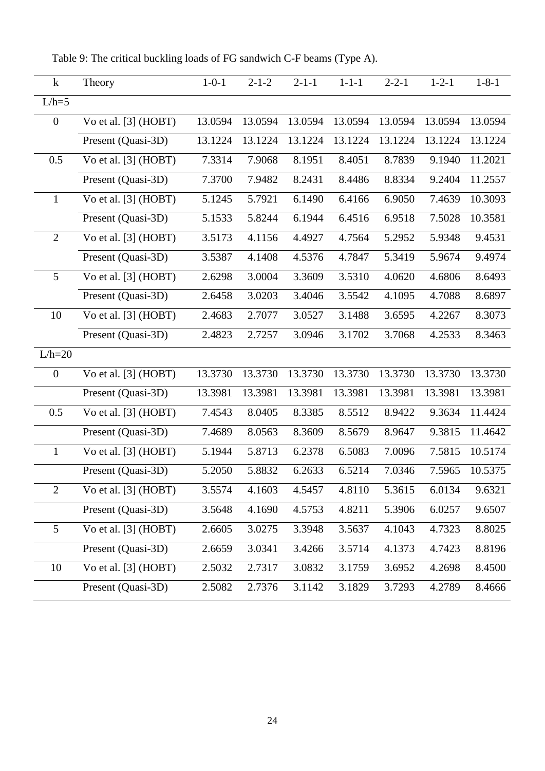Table 9: The critical buckling loads of FG sandwich C-F beams (Type A).

| k | Theory | 1-0-1 | 2-1-2 | 2-1-1 | 1-1-1 | 2-2-1 | 1-2-1 | 1-8-1 |
|---|---|---|---|---|---|---|---|---|
| L/h=5 | | | | | | | | |
| 0 | Vo et al. [3] (HOBT) | 13.0594 | 13.0594 | 13.0594 | 13.0594 | 13.0594 | 13.0594 | 13.0594 |
| | Present (Quasi-3D) | 13.1224 | 13.1224 | 13.1224 | 13.1224 | 13.1224 | 13.1224 | 13.1224 |
| 0.5 | Vo et al. [3] (HOBT) | 7.3314 | 7.9068 | 8.1951 | 8.4051 | 8.7839 | 9.1940 | 11.2021 |
| | Present (Quasi-3D) | 7.3700 | 7.9482 | 8.2431 | 8.4486 | 8.8334 | 9.2404 | 11.2557 |
| 1 | Vo et al. [3] (HOBT) | 5.1245 | 5.7921 | 6.1490 | 6.4166 | 6.9050 | 7.4639 | 10.3093 |
| | Present (Quasi-3D) | 5.1533 | 5.8244 | 6.1944 | 6.4516 | 6.9518 | 7.5028 | 10.3581 |
| 2 | Vo et al. [3] (HOBT) | 3.5173 | 4.1156 | 4.4927 | 4.7564 | 5.2952 | 5.9348 | 9.4531 |
| | Present (Quasi-3D) | 3.5387 | 4.1408 | 4.5376 | 4.7847 | 5.3419 | 5.9674 | 9.4974 |
| 5 | Vo et al. [3] (HOBT) | 2.6298 | 3.0004 | 3.3609 | 3.5310 | 4.0620 | 4.6806 | 8.6493 |
| | Present (Quasi-3D) | 2.6458 | 3.0203 | 3.4046 | 3.5542 | 4.1095 | 4.7088 | 8.6897 |
| 10 | Vo et al. [3] (HOBT) | 2.4683 | 2.7077 | 3.0527 | 3.1488 | 3.6595 | 4.2267 | 8.3073 |
| | Present (Quasi-3D) | 2.4823 | 2.7257 | 3.0946 | 3.1702 | 3.7068 | 4.2533 | 8.3463 |
| L/h=20 | | | | | | | | |
| 0 | Vo et al. [3] (HOBT) | 13.3730 | 13.3730 | 13.3730 | 13.3730 | 13.3730 | 13.3730 | 13.3730 |
| | Present (Quasi-3D) | 13.3981 | 13.3981 | 13.3981 | 13.3981 | 13.3981 | 13.3981 | 13.3981 |
| 0.5 | Vo et al. [3] (HOBT) | 7.4543 | 8.0405 | 8.3385 | 8.5512 | 8.9422 | 9.3634 | 11.4424 |
| | Present (Quasi-3D) | 7.4689 | 8.0563 | 8.3609 | 8.5679 | 8.9647 | 9.3815 | 11.4642 |
| 1 | Vo et al. [3] (HOBT) | 5.1944 | 5.8713 | 6.2378 | 6.5083 | 7.0096 | 7.5815 | 10.5174 |
| | Present (Quasi-3D) | 5.2050 | 5.8832 | 6.2633 | 6.5214 | 7.0346 | 7.5965 | 10.5375 |
| 2 | Vo et al. [3] (HOBT) | 3.5574 | 4.1603 | 4.5457 | 4.8110 | 5.3615 | 6.0134 | 9.6321 |
| | Present (Quasi-3D) | 3.5648 | 4.1690 | 4.5753 | 4.8211 | 5.3906 | 6.0257 | 9.6507 |
| 5 | Vo et al. [3] (HOBT) | 2.6605 | 3.0275 | 3.3948 | 3.5637 | 4.1043 | 4.7323 | 8.8025 |
| | Present (Quasi-3D) | 2.6659 | 3.0341 | 3.4266 | 3.5714 | 4.1373 | 4.7423 | 8.8196 |
| 10 | Vo et al. [3] (HOBT) | 2.5032 | 2.7317 | 3.0832 | 3.1759 | 3.6952 | 4.2698 | 8.4500 |
| | Present (Quasi-3D) | 2.5082 | 2.7376 | 3.1142 | 3.1829 | 3.7293 | 4.2789 | 8.4666 |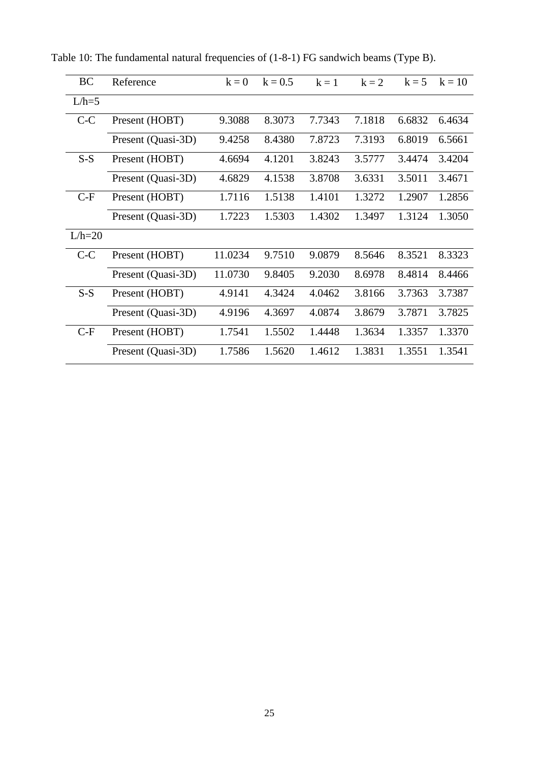Table 10: The fundamental natural frequencies of (1-8-1) FG sandwich beams (Type B).

| BC | Reference | k = 0 | k = 0.5 | k = 1 | k = 2 | k = 5 | k = 10 |
|---|---|---|---|---|---|---|---|
| L/h=5 | | | | | | | |
| C-C | Present (HOBT) | 9.3088 | 8.3073 | 7.7343 | 7.1818 | 6.6832 | 6.4634 |
| | Present (Quasi-3D) | 9.4258 | 8.4380 | 7.8723 | 7.3193 | 6.8019 | 6.5661 |
| S-S | Present (HOBT) | 4.6694 | 4.1201 | 3.8243 | 3.5777 | 3.4474 | 3.4204 |
| | Present (Quasi-3D) | 4.6829 | 4.1538 | 3.8708 | 3.6331 | 3.5011 | 3.4671 |
| C-F | Present (HOBT) | 1.7116 | 1.5138 | 1.4101 | 1.3272 | 1.2907 | 1.2856 |
| | Present (Quasi-3D) | 1.7223 | 1.5303 | 1.4302 | 1.3497 | 1.3124 | 1.3050 |
| L/h=20 | | | | | | | |
| C-C | Present (HOBT) | 11.0234 | 9.7510 | 9.0879 | 8.5646 | 8.3521 | 8.3323 |
| | Present (Quasi-3D) | 11.0730 | 9.8405 | 9.2030 | 8.6978 | 8.4814 | 8.4466 |
| S-S | Present (HOBT) | 4.9141 | 4.3424 | 4.0462 | 3.8166 | 3.7363 | 3.7387 |
| | Present (Quasi-3D) | 4.9196 | 4.3697 | 4.0874 | 3.8679 | 3.7871 | 3.7825 |
| C-F | Present (HOBT) | 1.7541 | 1.5502 | 1.4448 | 1.3634 | 1.3357 | 1.3370 |
| | Present (Quasi-3D) | 1.7586 | 1.5620 | 1.4612 | 1.3831 | 1.3551 | 1.3541 |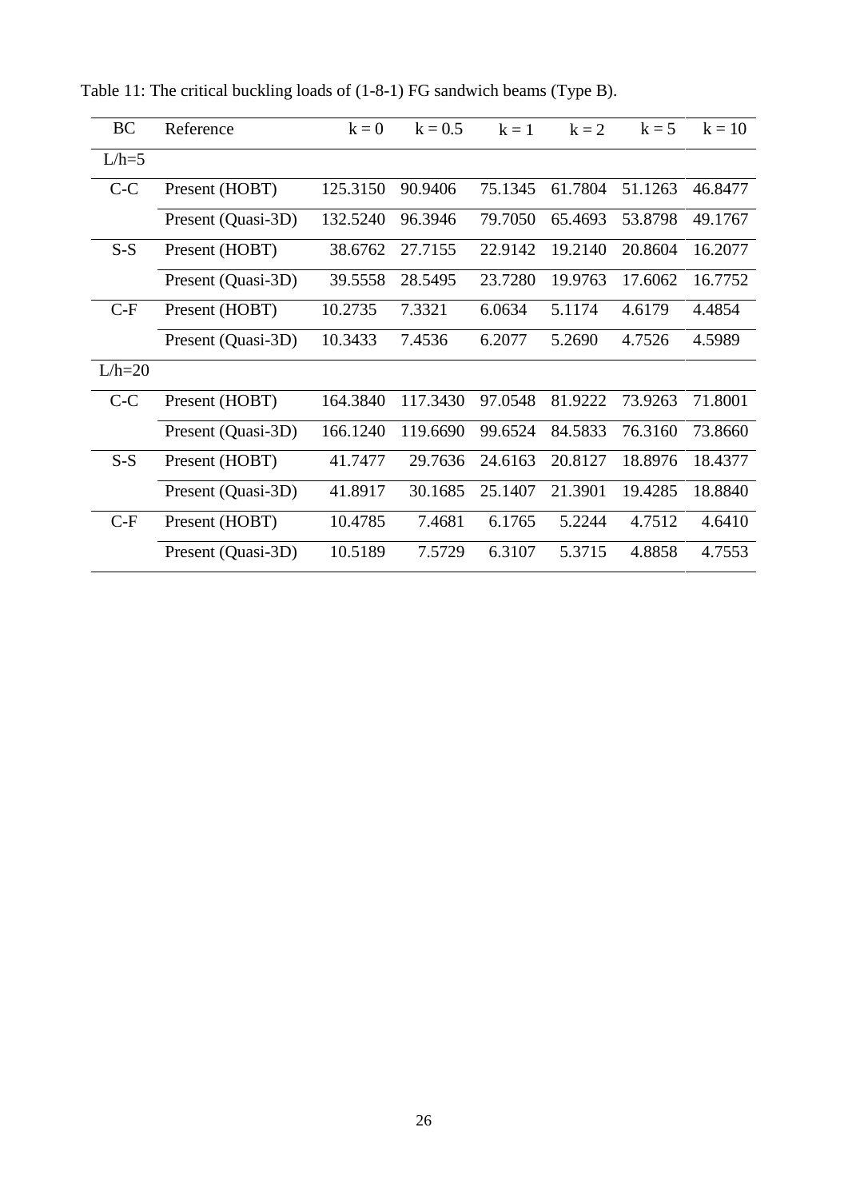Table 11: The critical buckling loads of (1-8-1) FG sandwich beams (Type B).

| BC | Reference | k = 0 | k = 0.5 | k = 1 | k = 2 | k = 5 | k = 10 |
|---|---|---|---|---|---|---|---|
| L/h=5 | | | | | | | |
| C-C | Present (HOBT) | 125.3150 | 90.9406 | 75.1345 | 61.7804 | 51.1263 | 46.8477 |
| | Present (Quasi-3D) | 132.5240 | 96.3946 | 79.7050 | 65.4693 | 53.8798 | 49.1767 |
| S-S | Present (HOBT) | 38.6762 | 27.7155 | 22.9142 | 19.2140 | 20.8604 | 16.2077 |
| | Present (Quasi-3D) | 39.5558 | 28.5495 | 23.7280 | 19.9763 | 17.6062 | 16.7752 |
| C-F | Present (HOBT) | 10.2735 | 7.3321 | 6.0634 | 5.1174 | 4.6179 | 4.4854 |
| | Present (Quasi-3D) | 10.3433 | 7.4536 | 6.2077 | 5.2690 | 4.7526 | 4.5989 |
| L/h=20 | | | | | | | |
| C-C | Present (HOBT) | 164.3840 | 117.3430 | 97.0548 | 81.9222 | 73.9263 | 71.8001 |
| | Present (Quasi-3D) | 166.1240 | 119.6690 | 99.6524 | 84.5833 | 76.3160 | 73.8660 |
| S-S | Present (HOBT) | 41.7477 | 29.7636 | 24.6163 | 20.8127 | 18.8976 | 18.4377 |
| | Present (Quasi-3D) | 41.8917 | 30.1685 | 25.1407 | 21.3901 | 19.4285 | 18.8840 |
| C-F | Present (HOBT) | 10.4785 | 7.4681 | 6.1765 | 5.2244 | 4.7512 | 4.6410 |
| | Present (Quasi-3D) | 10.5189 | 7.5729 | 6.3107 | 5.3715 | 4.8858 | 4.7553 |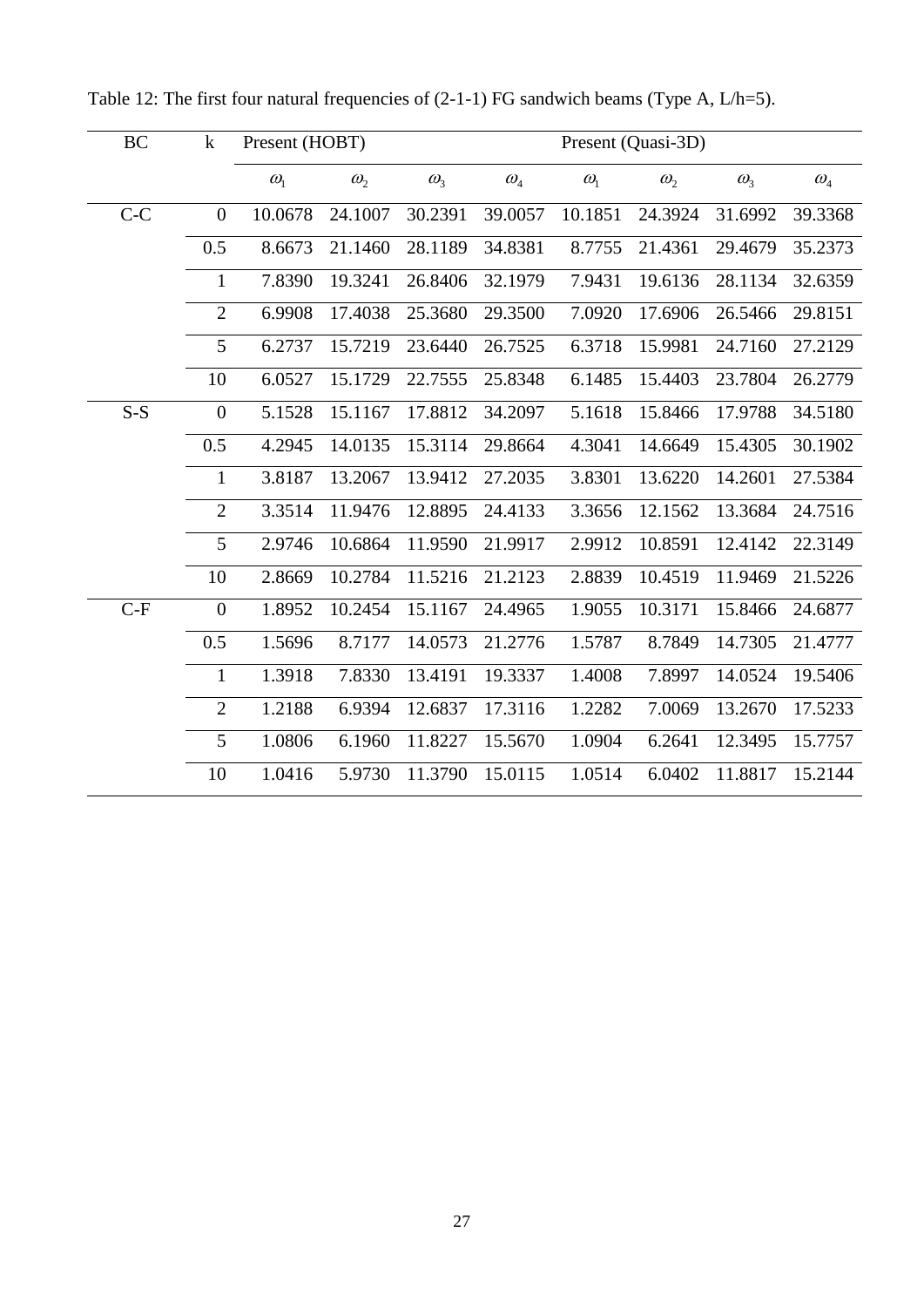Table 12: The first four natural frequencies of (2-1-1) FG sandwich beams (Type A, L/h=5).

| BC | k | Present (HOBT) | | | | Present (Quasi-3D) | | | |
|---|---|---|---|---|---|---|---|---|---|
| | | $\omega_1$ | $\omega_2$ | $\omega_3$ | $\omega_4$ | $\omega_1$ | $\omega_2$ | $\omega_3$ | $\omega_4$ |
| C-C | 0 | 10.0678 | 24.1007 | 30.2391 | 39.0057 | 10.1851 | 24.3924 | 31.6992 | 39.3368 |
| | 0.5 | 8.6673 | 21.1460 | 28.1189 | 34.8381 | 8.7755 | 21.4361 | 29.4679 | 35.2373 |
| | 1 | 7.8390 | 19.3241 | 26.8406 | 32.1979 | 7.9431 | 19.6136 | 28.1134 | 32.6359 |
| | 2 | 6.9908 | 17.4038 | 25.3680 | 29.3500 | 7.0920 | 17.6906 | 26.5466 | 29.8151 |
| | 5 | 6.2737 | 15.7219 | 23.6440 | 26.7525 | 6.3718 | 15.9981 | 24.7160 | 27.2129 |
| | 10 | 6.0527 | 15.1729 | 22.7555 | 25.8348 | 6.1485 | 15.4403 | 23.7804 | 26.2779 |
| S-S | 0 | 5.1528 | 15.1167 | 17.8812 | 34.2097 | 5.1618 | 15.8466 | 17.9788 | 34.5180 |
| | 0.5 | 4.2945 | 14.0135 | 15.3114 | 29.8664 | 4.3041 | 14.6649 | 15.4305 | 30.1902 |
| | 1 | 3.8187 | 13.2067 | 13.9412 | 27.2035 | 3.8301 | 13.6220 | 14.2601 | 27.5384 |
| | 2 | 3.3514 | 11.9476 | 12.8895 | 24.4133 | 3.3656 | 12.1562 | 13.3684 | 24.7516 |
| | 5 | 2.9746 | 10.6864 | 11.9590 | 21.9917 | 2.9912 | 10.8591 | 12.4142 | 22.3149 |
| | 10 | 2.8669 | 10.2784 | 11.5216 | 21.2123 | 2.8839 | 10.4519 | 11.9469 | 21.5226 |
| C-F | 0 | 1.8952 | 10.2454 | 15.1167 | 24.4965 | 1.9055 | 10.3171 | 15.8466 | 24.6877 |
| | 0.5 | 1.5696 | 8.7177 | 14.0573 | 21.2776 | 1.5787 | 8.7849 | 14.7305 | 21.4777 |
| | 1 | 1.3918 | 7.8330 | 13.4191 | 19.3337 | 1.4008 | 7.8997 | 14.0524 | 19.5406 |
| | 2 | 1.2188 | 6.9394 | 12.6837 | 17.3116 | 1.2282 | 7.0069 | 13.2670 | 17.5233 |
| | 5 | 1.0806 | 6.1960 | 11.8227 | 15.5670 | 1.0904 | 6.2641 | 12.3495 | 15.7757 |
| | 10 | 1.0416 | 5.9730 | 11.3790 | 15.0115 | 1.0514 | 6.0402 | 11.8817 | 15.2144 |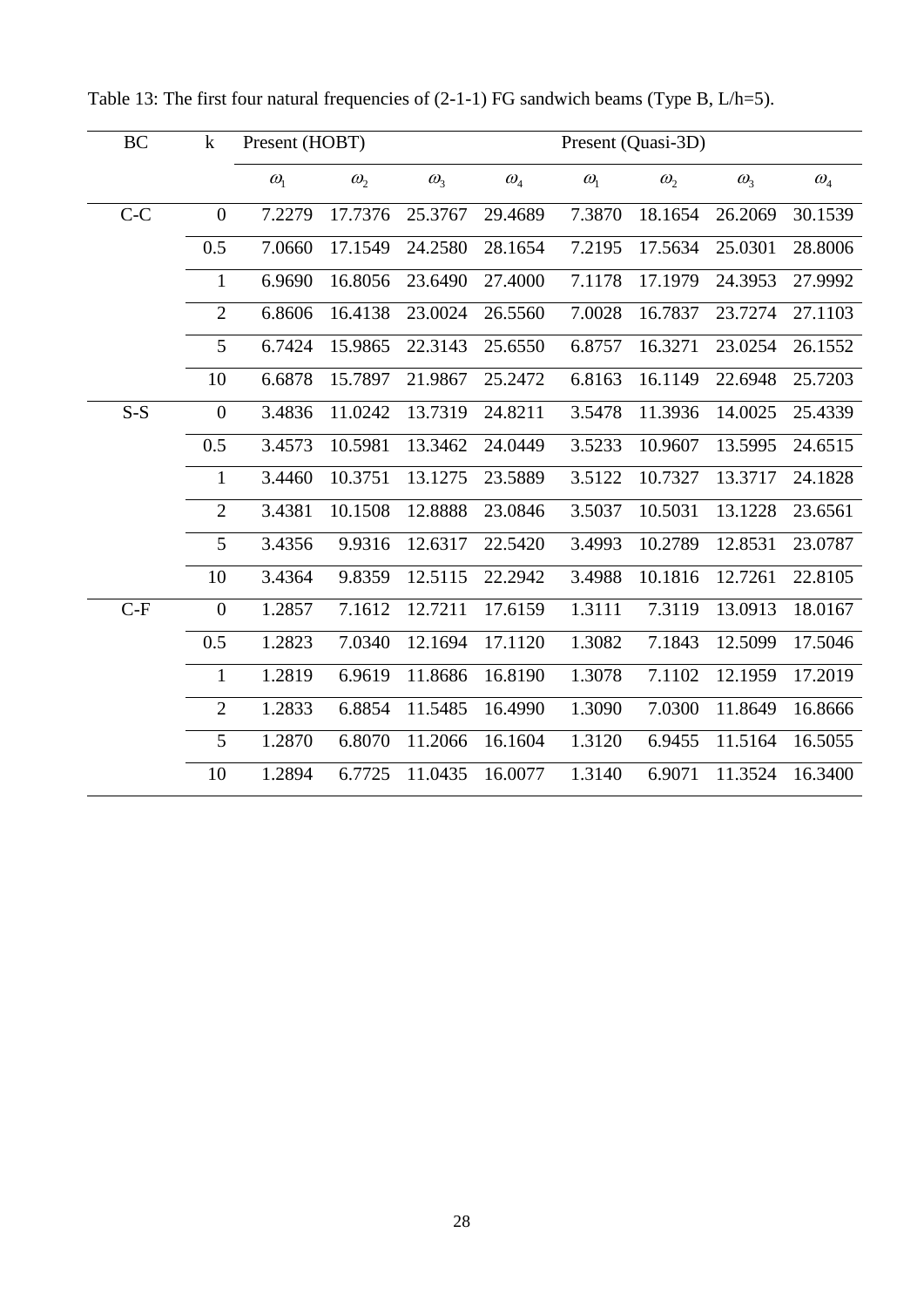Table 13: The first four natural frequencies of (2-1-1) FG sandwich beams (Type B, L/h=5).

| BC | k | Present (HOBT) | | | | Present (Quasi-3D) | | | |
|---|---|---|---|---|---|---|---|---|---|
| | | $\omega_1$ | $\omega_2$ | $\omega_3$ | $\omega_4$ | $\omega_1$ | $\omega_2$ | $\omega_3$ | $\omega_4$ |
| C-C | 0 | 7.2279 | 17.7376 | 25.3767 | 29.4689 | 7.3870 | 18.1654 | 26.2069 | 30.1539 |
| | 0.5 | 7.0660 | 17.1549 | 24.2580 | 28.1654 | 7.2195 | 17.5634 | 25.0301 | 28.8006 |
| | 1 | 6.9690 | 16.8056 | 23.6490 | 27.4000 | 7.1178 | 17.1979 | 24.3953 | 27.9992 |
| | 2 | 6.8606 | 16.4138 | 23.0024 | 26.5560 | 7.0028 | 16.7837 | 23.7274 | 27.1103 |
| | 5 | 6.7424 | 15.9865 | 22.3143 | 25.6550 | 6.8757 | 16.3271 | 23.0254 | 26.1552 |
| | 10 | 6.6878 | 15.7897 | 21.9867 | 25.2472 | 6.8163 | 16.1149 | 22.6948 | 25.7203 |
| S-S | 0 | 3.4836 | 11.0242 | 13.7319 | 24.8211 | 3.5478 | 11.3936 | 14.0025 | 25.4339 |
| | 0.5 | 3.4573 | 10.5981 | 13.3462 | 24.0449 | 3.5233 | 10.9607 | 13.5995 | 24.6515 |
| | 1 | 3.4460 | 10.3751 | 13.1275 | 23.5889 | 3.5122 | 10.7327 | 13.3717 | 24.1828 |
| | 2 | 3.4381 | 10.1508 | 12.8888 | 23.0846 | 3.5037 | 10.5031 | 13.1228 | 23.6561 |
| | 5 | 3.4356 | 9.9316 | 12.6317 | 22.5420 | 3.4993 | 10.2789 | 12.8531 | 23.0787 |
| | 10 | 3.4364 | 9.8359 | 12.5115 | 22.2942 | 3.4988 | 10.1816 | 12.7261 | 22.8105 |
| C-F | 0 | 1.2857 | 7.1612 | 12.7211 | 17.6159 | 1.3111 | 7.3119 | 13.0913 | 18.0167 |
| | 0.5 | 1.2823 | 7.0340 | 12.1694 | 17.1120 | 1.3082 | 7.1843 | 12.5099 | 17.5046 |
| | 1 | 1.2819 | 6.9619 | 11.8686 | 16.8190 | 1.3078 | 7.1102 | 12.1959 | 17.2019 |
| | 2 | 1.2833 | 6.8854 | 11.5485 | 16.4990 | 1.3090 | 7.0300 | 11.8649 | 16.8666 |
| | 5 | 1.2870 | 6.8070 | 11.2066 | 16.1604 | 1.3120 | 6.9455 | 11.5164 | 16.5055 |
| | 10 | 1.2894 | 6.7725 | 11.0435 | 16.0077 | 1.3140 | 6.9071 | 11.3524 | 16.3400 |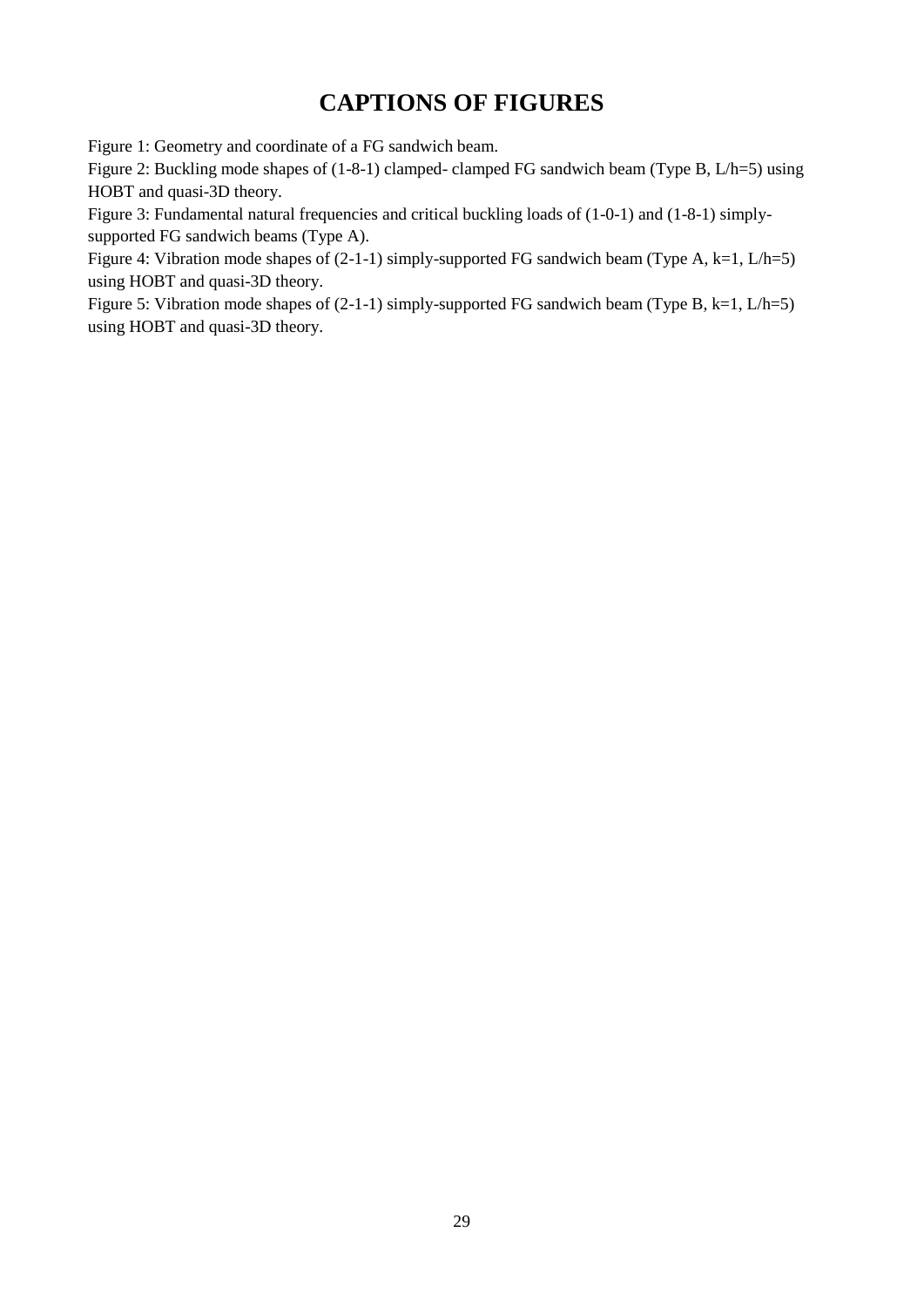# CAPTIONS OF FIGURES

Figure 1: Geometry and coordinate of a FG sandwich beam.

Figure 2: Buckling mode shapes of (1-8-1) clamped- clamped FG sandwich beam (Type B, L/h=5) using HOBT and quasi-3D theory.

Figure 3: Fundamental natural frequencies and critical buckling loads of (1-0-1) and (1-8-1) simply-supported FG sandwich beams (Type A).

Figure 4: Vibration mode shapes of (2-1-1) simply-supported FG sandwich beam (Type A, k=1, L/h=5) using HOBT and quasi-3D theory.

Figure 5: Vibration mode shapes of (2-1-1) simply-supported FG sandwich beam (Type B, k=1, L/h=5) using HOBT and quasi-3D theory.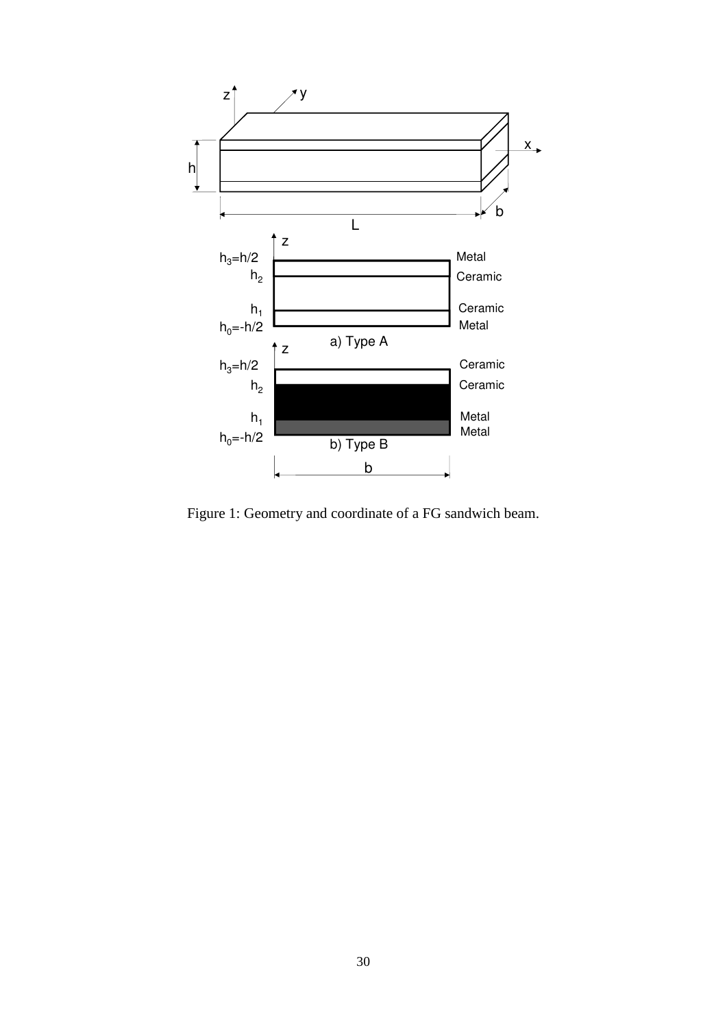Figure 1: Geometry and coordinate of a FG sandwich beam.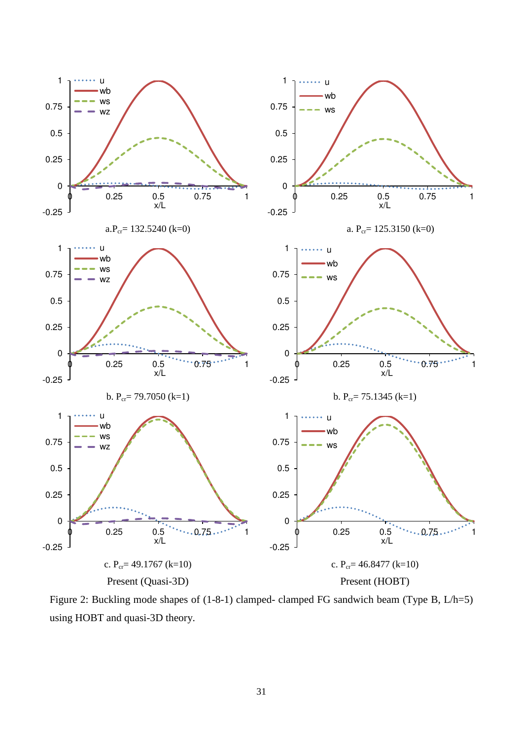a. $P_{cr}$ = 132.5240 (k=0)

a. $P_{cr}$ = 125.3150 (k=0)

b. $P_{cr}$ = 79.7050 (k=1)

b. $P_{cr}$ = 75.1345 (k=1)

c. $P_{cr}$ = 49.1767 (k=10)

c. $P_{cr}$ = 46.8477 (k=10)

Present (Quasi-3D)

Present (HOBT)

Figure 2: Buckling mode shapes of (1-8-1) clamped- clamped FG sandwich beam (Type B, L/h=5) using HOBT and quasi-3D theory.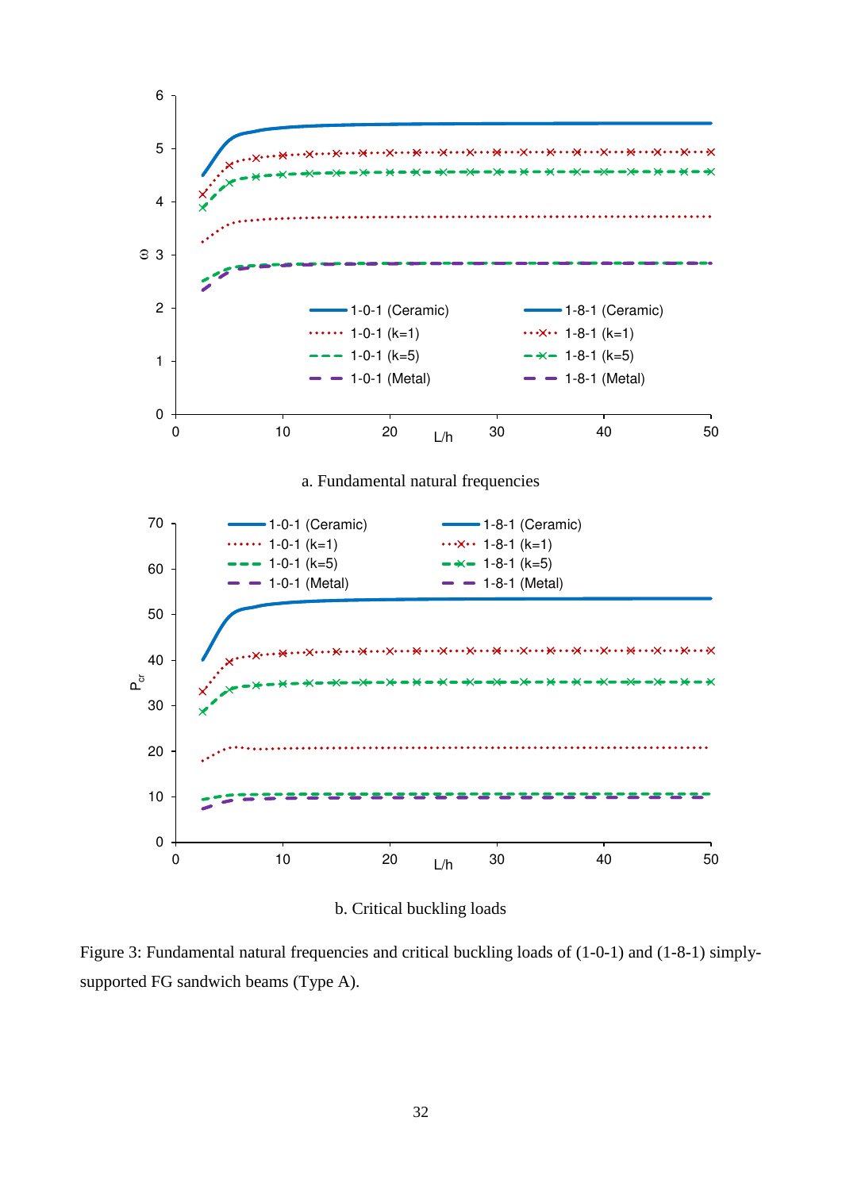a. Fundamental natural frequencies

b. Critical buckling loads

Figure 3: Fundamental natural frequencies and critical buckling loads of (1-0-1) and (1-8-1) simply-supported FG sandwich beams (Type A).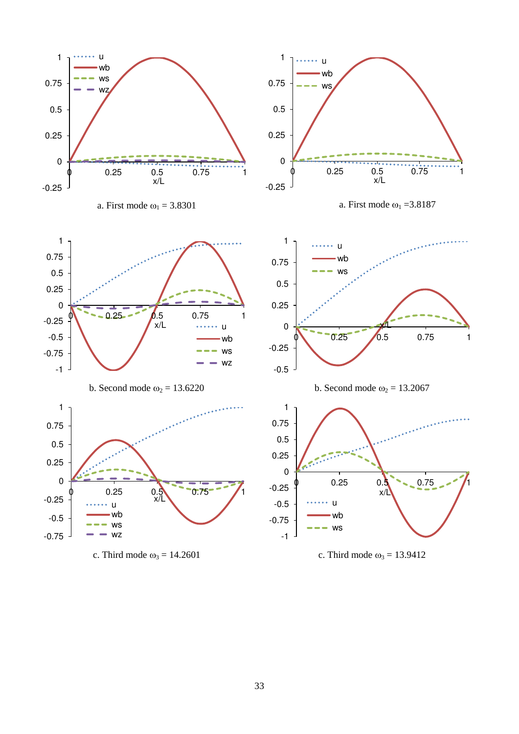a. First mode $\omega_1 = 3.8301$

a. First mode $\omega_1 = 3.8187$

b. Second mode $\omega_2 = 13.6220$

b. Second mode $\omega_2 = 13.2067$

c. Third mode $\omega_3 = 14.2601$

c. Third mode $\omega_3 = 13.9412$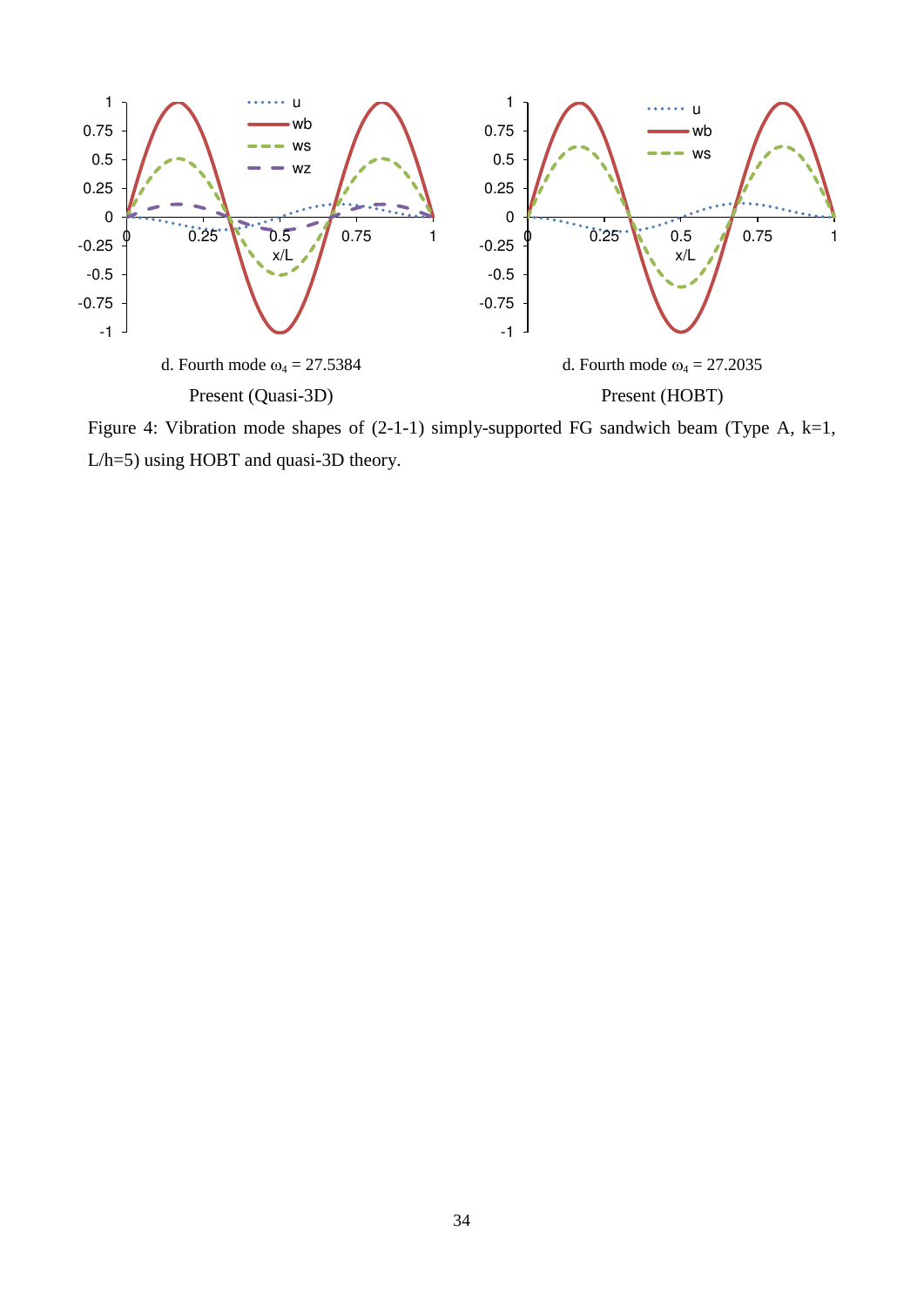d. Fourth mode $\omega_4 = 27.5384$

Present (Quasi-3D)

d. Fourth mode $\omega_4 = 27.2035$

Present (HOBT)

Figure 4: Vibration mode shapes of (2-1-1) simply-supported FG sandwich beam (Type A, k=1, L/h=5) using HOBT and quasi-3D theory.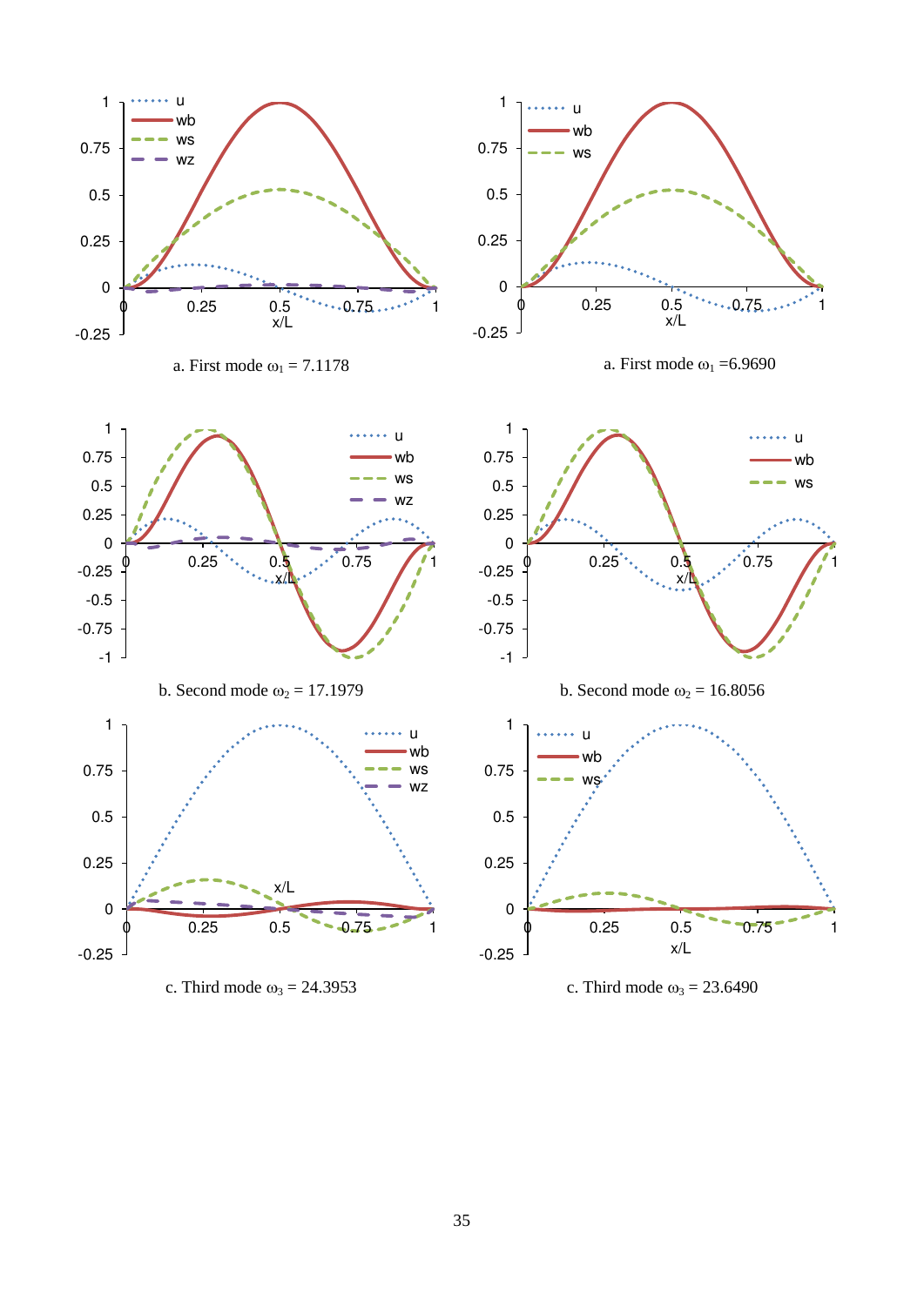a. First mode $\omega_1 = 7.1178$

a. First mode $\omega_1 = 6.9690$

b. Second mode $\omega_2 = 17.1979$

b. Second mode $\omega_2 = 16.8056$

c. Third mode $\omega_3 = 24.3953$

c. Third mode $\omega_3 = 23.6490$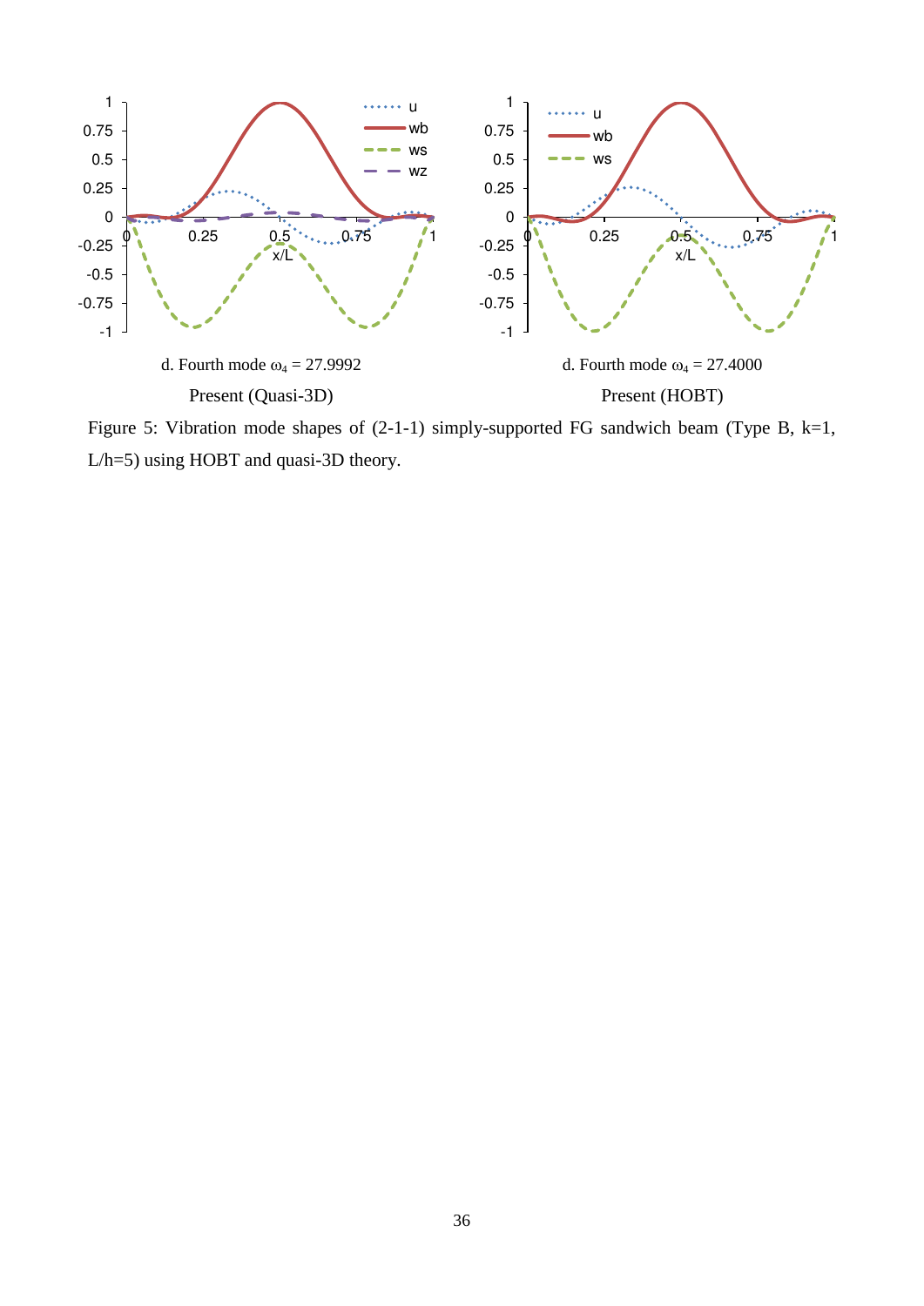1

0.75

0.5

0.25

0

-0.25

-0.5

-0.75

-1

0 0.25 0.5 0.75 1

x/L

u

wb

ws

wz

d. Fourth mode $\omega_4$ = 27.9992

Present (Quasi-3D)

1

0.75

0.5

0.25

0

-0.25

-0.5

-0.75

-1

0 0.25 0.5 0.75 1

x/L

u

wb

ws

d. Fourth mode $\omega_4$ = 27.4000

Present (HOBT)

Figure 5: Vibration mode shapes of (2-1-1) simply-supported FG sandwich beam (Type B, k=1, L/h=5) using HOBT and quasi-3D theory.